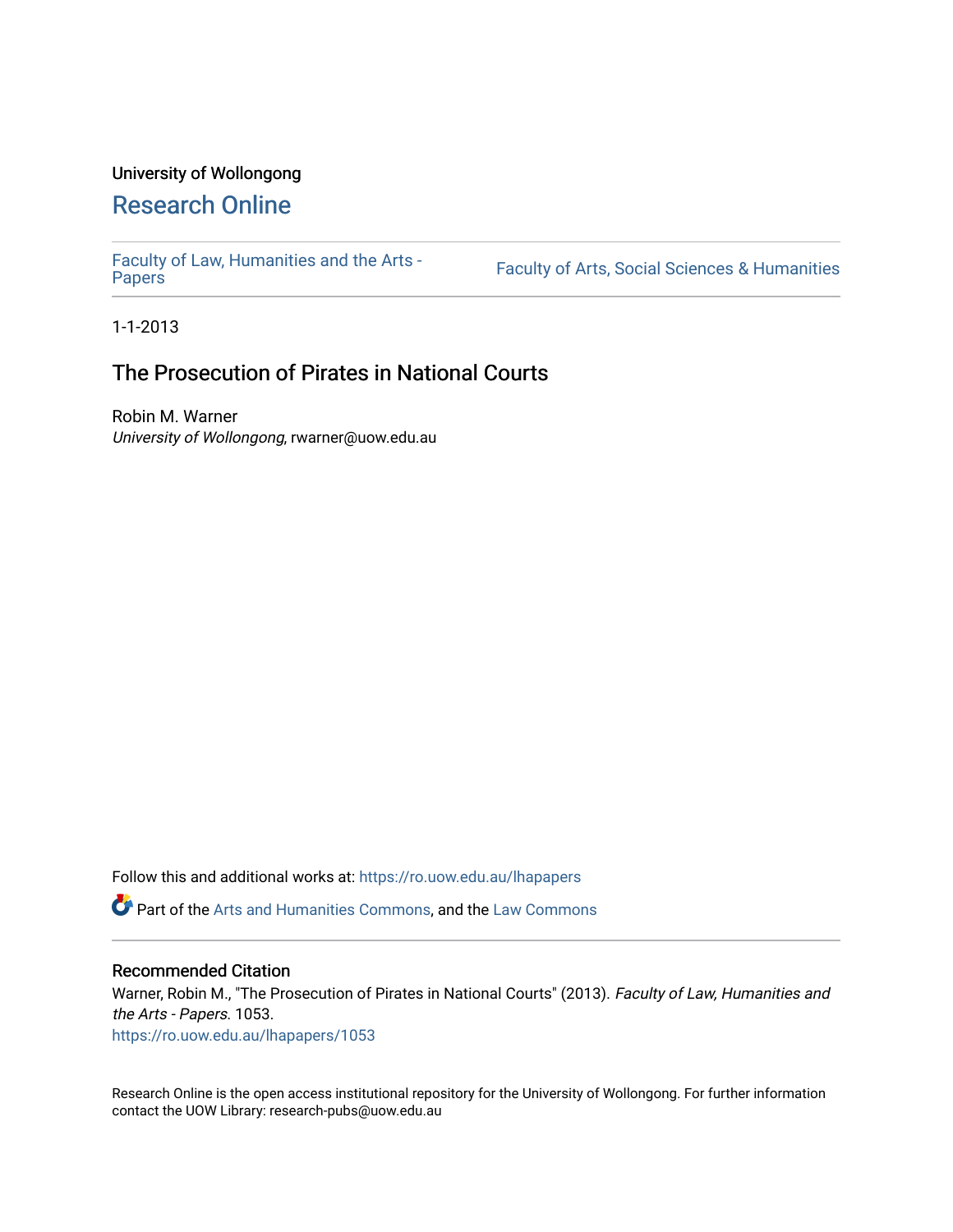University of Wollongong

# Research Online

Faculty of Law, Humanities and the Arts - Papers | Faculty of Arts, Social Sciences & Humanities

1-1-2013

## The Prosecution of Pirates in National Courts

Robin M. Warner
*University of Wollongong*, rwarner@uow.edu.au

Follow this and additional works at: https://ro.uow.edu.au/lhapapers

Part of the Arts and Humanities Commons, and the Law Commons

### Recommended Citation

Warner, Robin M., "The Prosecution of Pirates in National Courts" (2013). *Faculty of Law, Humanities and the Arts - Papers*. 1053.
https://ro.uow.edu.au/lhapapers/1053

Research Online is the open access institutional repository for the University of Wollongong. For further information contact the UOW Library: research-pubs@uow.edu.au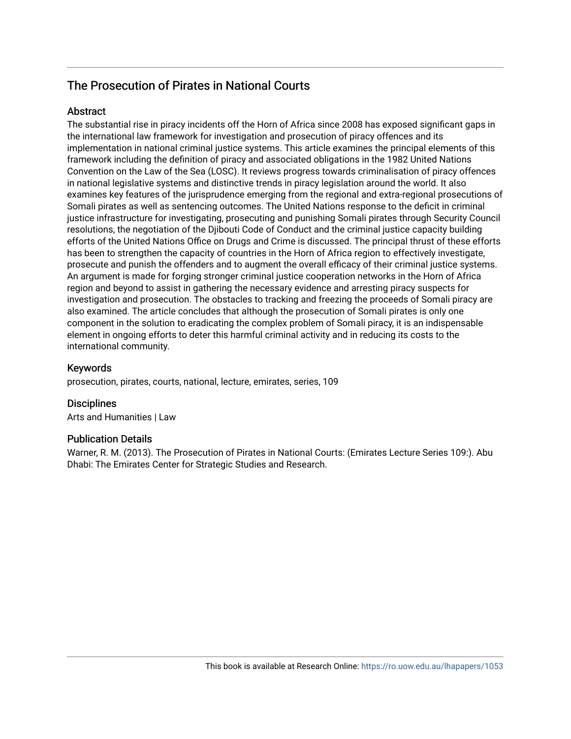# The Prosecution of Pirates in National Courts

## Abstract

The substantial rise in piracy incidents off the Horn of Africa since 2008 has exposed significant gaps in the international law framework for investigation and prosecution of piracy offences and its implementation in national criminal justice systems. This article examines the principal elements of this framework including the definition of piracy and associated obligations in the 1982 United Nations Convention on the Law of the Sea (LOSC). It reviews progress towards criminalisation of piracy offences in national legislative systems and distinctive trends in piracy legislation around the world. It also examines key features of the jurisprudence emerging from the regional and extra-regional prosecutions of Somali pirates as well as sentencing outcomes. The United Nations response to the deficit in criminal justice infrastructure for investigating, prosecuting and punishing Somali pirates through Security Council resolutions, the negotiation of the Djibouti Code of Conduct and the criminal justice capacity building efforts of the United Nations Office on Drugs and Crime is discussed. The principal thrust of these efforts has been to strengthen the capacity of countries in the Horn of Africa region to effectively investigate, prosecute and punish the offenders and to augment the overall efficacy of their criminal justice systems. An argument is made for forging stronger criminal justice cooperation networks in the Horn of Africa region and beyond to assist in gathering the necessary evidence and arresting piracy suspects for investigation and prosecution. The obstacles to tracking and freezing the proceeds of Somali piracy are also examined. The article concludes that although the prosecution of Somali pirates is only one component in the solution to eradicating the complex problem of Somali piracy, it is an indispensable element in ongoing efforts to deter this harmful criminal activity and in reducing its costs to the international community.

## Keywords

prosecution, pirates, courts, national, lecture, emirates, series, 109

## Disciplines

Arts and Humanities | Law

## Publication Details

Warner, R. M. (2013). The Prosecution of Pirates in National Courts: (Emirates Lecture Series 109:). Abu Dhabi: The Emirates Center for Strategic Studies and Research.

This book is available at Research Online: https://ro.uow.edu.au/lhapapers/1053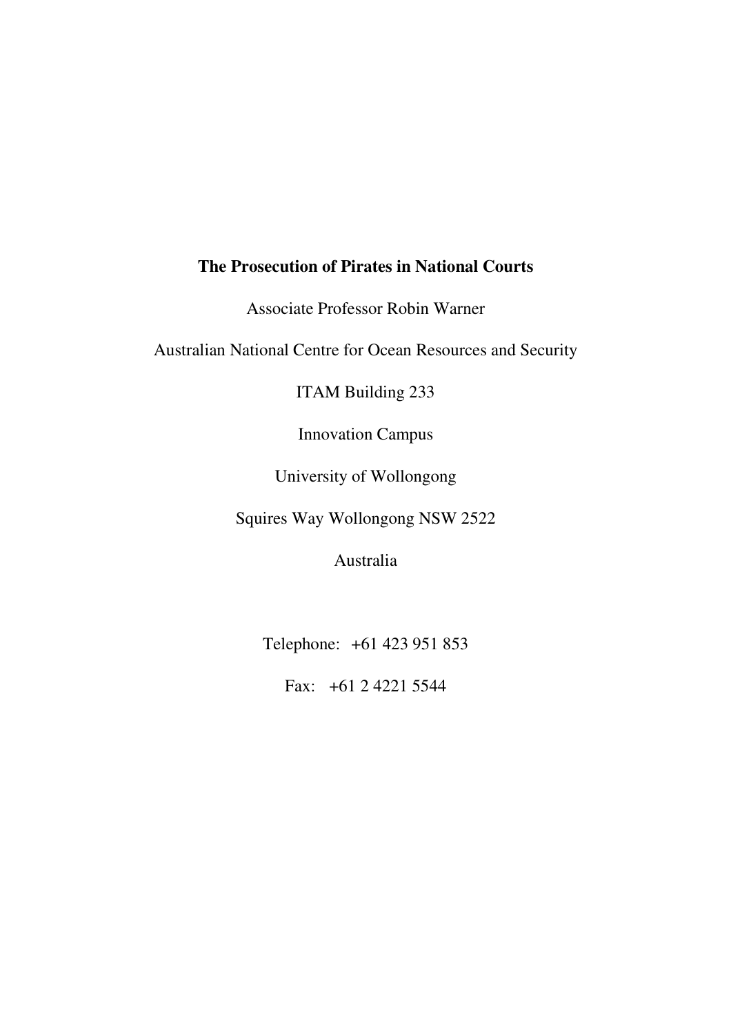**The Prosecution of Pirates in National Courts**

Associate Professor Robin Warner

Australian National Centre for Ocean Resources and Security

ITAM Building 233

Innovation Campus

University of Wollongong

Squires Way Wollongong NSW 2522

Australia

Telephone: +61 423 951 853

Fax: +61 2 4221 5544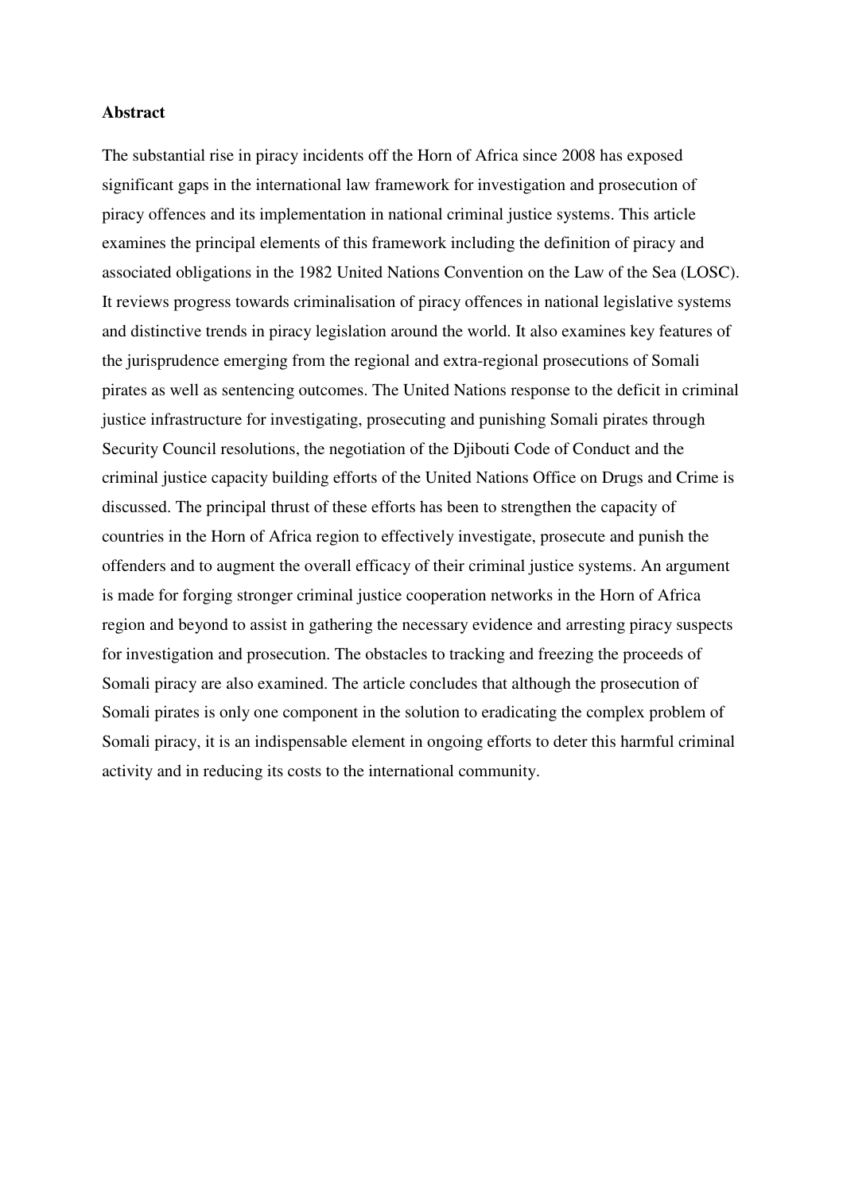**Abstract**

The substantial rise in piracy incidents off the Horn of Africa since 2008 has exposed significant gaps in the international law framework for investigation and prosecution of piracy offences and its implementation in national criminal justice systems. This article examines the principal elements of this framework including the definition of piracy and associated obligations in the 1982 United Nations Convention on the Law of the Sea (LOSC). It reviews progress towards criminalisation of piracy offences in national legislative systems and distinctive trends in piracy legislation around the world. It also examines key features of the jurisprudence emerging from the regional and extra-regional prosecutions of Somali pirates as well as sentencing outcomes. The United Nations response to the deficit in criminal justice infrastructure for investigating, prosecuting and punishing Somali pirates through Security Council resolutions, the negotiation of the Djibouti Code of Conduct and the criminal justice capacity building efforts of the United Nations Office on Drugs and Crime is discussed. The principal thrust of these efforts has been to strengthen the capacity of countries in the Horn of Africa region to effectively investigate, prosecute and punish the offenders and to augment the overall efficacy of their criminal justice systems. An argument is made for forging stronger criminal justice cooperation networks in the Horn of Africa region and beyond to assist in gathering the necessary evidence and arresting piracy suspects for investigation and prosecution. The obstacles to tracking and freezing the proceeds of Somali piracy are also examined. The article concludes that although the prosecution of Somali pirates is only one component in the solution to eradicating the complex problem of Somali piracy, it is an indispensable element in ongoing efforts to deter this harmful criminal activity and in reducing its costs to the international community.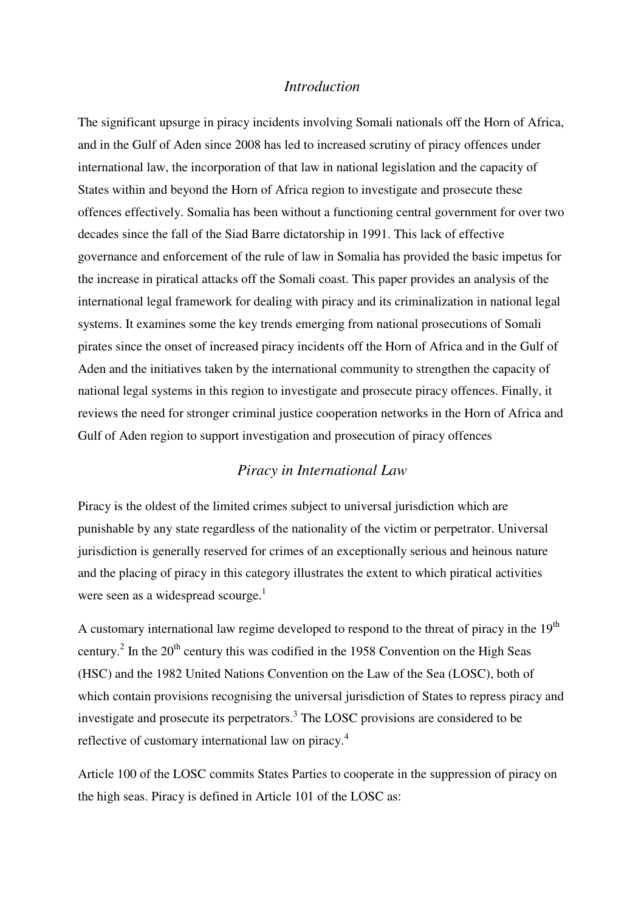## *Introduction*

The significant upsurge in piracy incidents involving Somali nationals off the Horn of Africa, and in the Gulf of Aden since 2008 has led to increased scrutiny of piracy offences under international law, the incorporation of that law in national legislation and the capacity of States within and beyond the Horn of Africa region to investigate and prosecute these offences effectively. Somalia has been without a functioning central government for over two decades since the fall of the Siad Barre dictatorship in 1991. This lack of effective governance and enforcement of the rule of law in Somalia has provided the basic impetus for the increase in piratical attacks off the Somali coast. This paper provides an analysis of the international legal framework for dealing with piracy and its criminalization in national legal systems. It examines some the key trends emerging from national prosecutions of Somali pirates since the onset of increased piracy incidents off the Horn of Africa and in the Gulf of Aden and the initiatives taken by the international community to strengthen the capacity of national legal systems in this region to investigate and prosecute piracy offences. Finally, it reviews the need for stronger criminal justice cooperation networks in the Horn of Africa and Gulf of Aden region to support investigation and prosecution of piracy offences

## *Piracy in International Law*

Piracy is the oldest of the limited crimes subject to universal jurisdiction which are punishable by any state regardless of the nationality of the victim or perpetrator. Universal jurisdiction is generally reserved for crimes of an exceptionally serious and heinous nature and the placing of piracy in this category illustrates the extent to which piratical activities were seen as a widespread scourge.[1]

A customary international law regime developed to respond to the threat of piracy in the 19th century.[2] In the 20th century this was codified in the 1958 Convention on the High Seas (HSC) and the 1982 United Nations Convention on the Law of the Sea (LOSC), both of which contain provisions recognising the universal jurisdiction of States to repress piracy and investigate and prosecute its perpetrators.[3] The LOSC provisions are considered to be reflective of customary international law on piracy.[4]

Article 100 of the LOSC commits States Parties to cooperate in the suppression of piracy on the high seas. Piracy is defined in Article 101 of the LOSC as: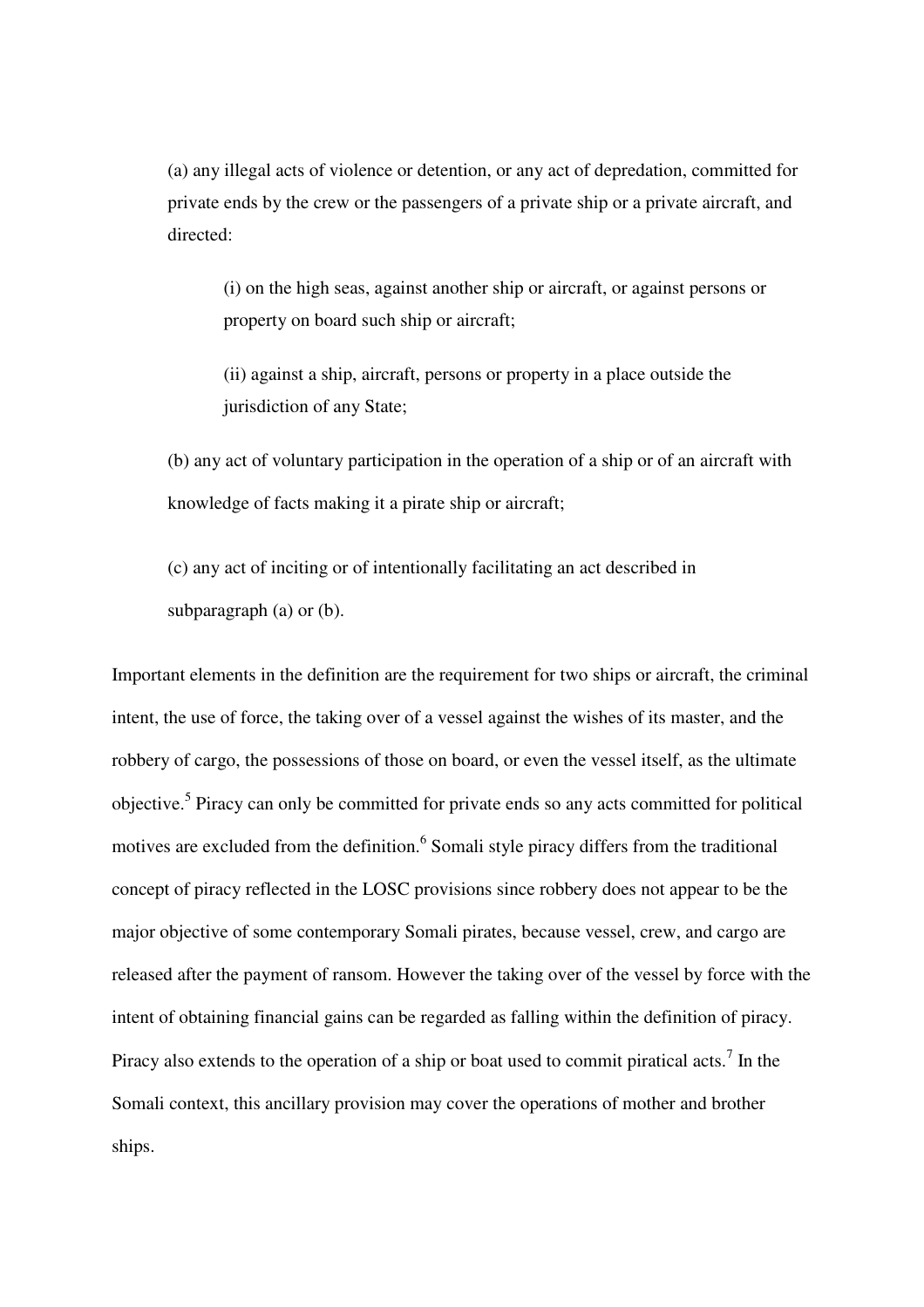(a) any illegal acts of violence or detention, or any act of depredation, committed for private ends by the crew or the passengers of a private ship or a private aircraft, and directed:

(i) on the high seas, against another ship or aircraft, or against persons or property on board such ship or aircraft;

(ii) against a ship, aircraft, persons or property in a place outside the jurisdiction of any State;

(b) any act of voluntary participation in the operation of a ship or of an aircraft with knowledge of facts making it a pirate ship or aircraft;

(c) any act of inciting or of intentionally facilitating an act described in subparagraph (a) or (b).

Important elements in the definition are the requirement for two ships or aircraft, the criminal intent, the use of force, the taking over of a vessel against the wishes of its master, and the robbery of cargo, the possessions of those on board, or even the vessel itself, as the ultimate objective.[5] Piracy can only be committed for private ends so any acts committed for political motives are excluded from the definition.[6] Somali style piracy differs from the traditional concept of piracy reflected in the LOSC provisions since robbery does not appear to be the major objective of some contemporary Somali pirates, because vessel, crew, and cargo are released after the payment of ransom. However the taking over of the vessel by force with the intent of obtaining financial gains can be regarded as falling within the definition of piracy. Piracy also extends to the operation of a ship or boat used to commit piratical acts.[7] In the Somali context, this ancillary provision may cover the operations of mother and brother ships.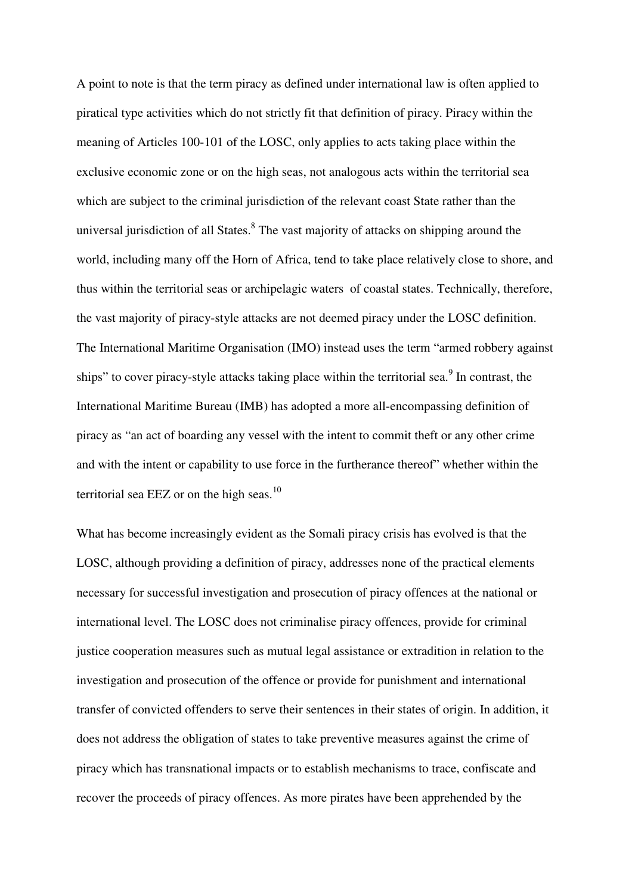A point to note is that the term piracy as defined under international law is often applied to piratical type activities which do not strictly fit that definition of piracy. Piracy within the meaning of Articles 100-101 of the LOSC, only applies to acts taking place within the exclusive economic zone or on the high seas, not analogous acts within the territorial sea which are subject to the criminal jurisdiction of the relevant coast State rather than the universal jurisdiction of all States.[8] The vast majority of attacks on shipping around the world, including many off the Horn of Africa, tend to take place relatively close to shore, and thus within the territorial seas or archipelagic waters of coastal states. Technically, therefore, the vast majority of piracy-style attacks are not deemed piracy under the LOSC definition. The International Maritime Organisation (IMO) instead uses the term "armed robbery against ships" to cover piracy-style attacks taking place within the territorial sea.[9] In contrast, the International Maritime Bureau (IMB) has adopted a more all-encompassing definition of piracy as "an act of boarding any vessel with the intent to commit theft or any other crime and with the intent or capability to use force in the furtherance thereof" whether within the territorial sea EEZ or on the high seas.[10]

What has become increasingly evident as the Somali piracy crisis has evolved is that the LOSC, although providing a definition of piracy, addresses none of the practical elements necessary for successful investigation and prosecution of piracy offences at the national or international level. The LOSC does not criminalise piracy offences, provide for criminal justice cooperation measures such as mutual legal assistance or extradition in relation to the investigation and prosecution of the offence or provide for punishment and international transfer of convicted offenders to serve their sentences in their states of origin. In addition, it does not address the obligation of states to take preventive measures against the crime of piracy which has transnational impacts or to establish mechanisms to trace, confiscate and recover the proceeds of piracy offences. As more pirates have been apprehended by the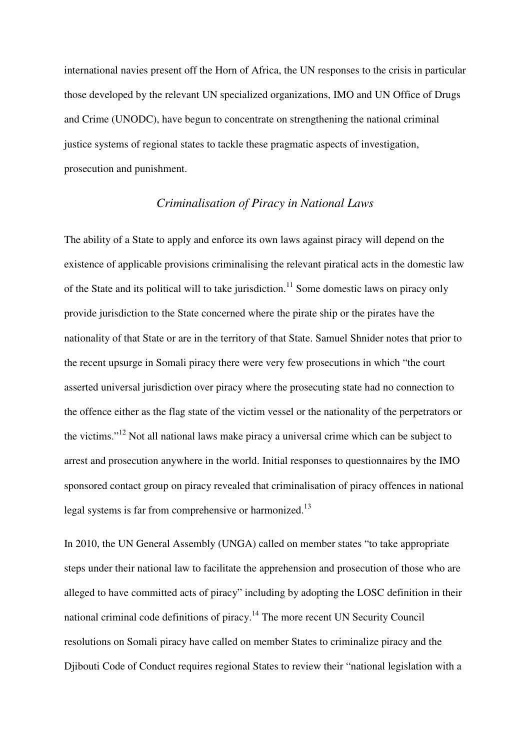international navies present off the Horn of Africa, the UN responses to the crisis in particular those developed by the relevant UN specialized organizations, IMO and UN Office of Drugs and Crime (UNODC), have begun to concentrate on strengthening the national criminal justice systems of regional states to tackle these pragmatic aspects of investigation, prosecution and punishment.

## *Criminalisation of Piracy in National Laws*

The ability of a State to apply and enforce its own laws against piracy will depend on the existence of applicable provisions criminalising the relevant piratical acts in the domestic law of the State and its political will to take jurisdiction.[11] Some domestic laws on piracy only provide jurisdiction to the State concerned where the pirate ship or the pirates have the nationality of that State or are in the territory of that State. Samuel Shnider notes that prior to the recent upsurge in Somali piracy there were very few prosecutions in which "the court asserted universal jurisdiction over piracy where the prosecuting state had no connection to the offence either as the flag state of the victim vessel or the nationality of the perpetrators or the victims."[12] Not all national laws make piracy a universal crime which can be subject to arrest and prosecution anywhere in the world. Initial responses to questionnaires by the IMO sponsored contact group on piracy revealed that criminalisation of piracy offences in national legal systems is far from comprehensive or harmonized.[13]

In 2010, the UN General Assembly (UNGA) called on member states "to take appropriate steps under their national law to facilitate the apprehension and prosecution of those who are alleged to have committed acts of piracy" including by adopting the LOSC definition in their national criminal code definitions of piracy.[14] The more recent UN Security Council resolutions on Somali piracy have called on member States to criminalize piracy and the Djibouti Code of Conduct requires regional States to review their "national legislation with a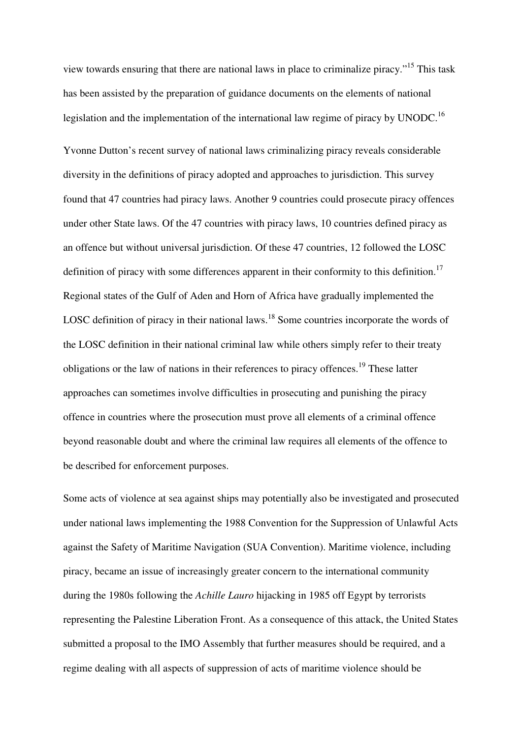view towards ensuring that there are national laws in place to criminalize piracy."[15] This task has been assisted by the preparation of guidance documents on the elements of national legislation and the implementation of the international law regime of piracy by UNODC.[16]

Yvonne Dutton's recent survey of national laws criminalizing piracy reveals considerable diversity in the definitions of piracy adopted and approaches to jurisdiction. This survey found that 47 countries had piracy laws. Another 9 countries could prosecute piracy offences under other State laws. Of the 47 countries with piracy laws, 10 countries defined piracy as an offence but without universal jurisdiction. Of these 47 countries, 12 followed the LOSC definition of piracy with some differences apparent in their conformity to this definition.[17] Regional states of the Gulf of Aden and Horn of Africa have gradually implemented the LOSC definition of piracy in their national laws.[18] Some countries incorporate the words of the LOSC definition in their national criminal law while others simply refer to their treaty obligations or the law of nations in their references to piracy offences.[19] These latter approaches can sometimes involve difficulties in prosecuting and punishing the piracy offence in countries where the prosecution must prove all elements of a criminal offence beyond reasonable doubt and where the criminal law requires all elements of the offence to be described for enforcement purposes.

Some acts of violence at sea against ships may potentially also be investigated and prosecuted under national laws implementing the 1988 Convention for the Suppression of Unlawful Acts against the Safety of Maritime Navigation (SUA Convention). Maritime violence, including piracy, became an issue of increasingly greater concern to the international community during the 1980s following the *Achille Lauro* hijacking in 1985 off Egypt by terrorists representing the Palestine Liberation Front. As a consequence of this attack, the United States submitted a proposal to the IMO Assembly that further measures should be required, and a regime dealing with all aspects of suppression of acts of maritime violence should be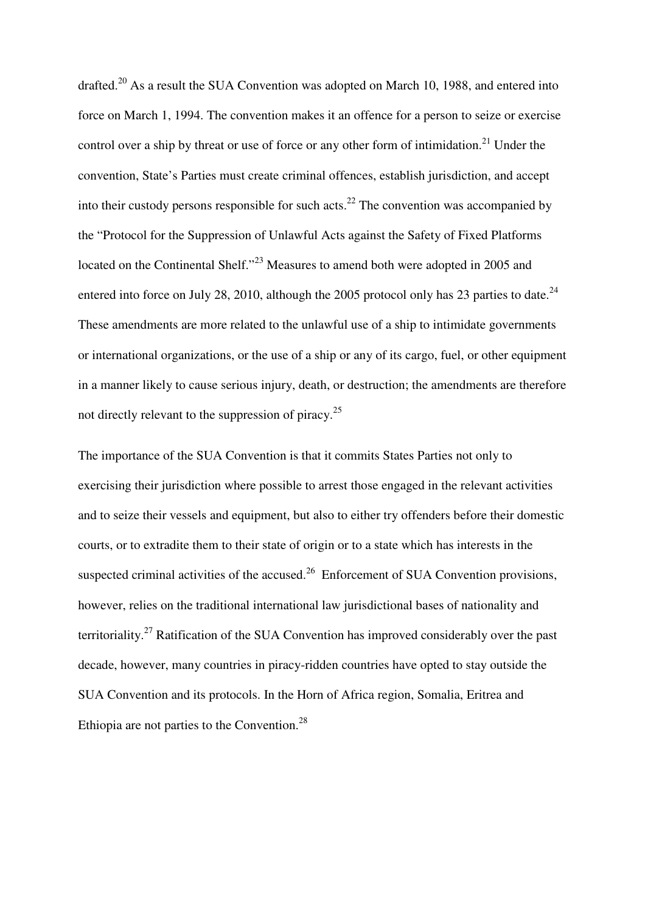drafted.[20] As a result the SUA Convention was adopted on March 10, 1988, and entered into force on March 1, 1994. The convention makes it an offence for a person to seize or exercise control over a ship by threat or use of force or any other form of intimidation.[21] Under the convention, State's Parties must create criminal offences, establish jurisdiction, and accept into their custody persons responsible for such acts.[22] The convention was accompanied by the "Protocol for the Suppression of Unlawful Acts against the Safety of Fixed Platforms located on the Continental Shelf."[23] Measures to amend both were adopted in 2005 and entered into force on July 28, 2010, although the 2005 protocol only has 23 parties to date.[24] These amendments are more related to the unlawful use of a ship to intimidate governments or international organizations, or the use of a ship or any of its cargo, fuel, or other equipment in a manner likely to cause serious injury, death, or destruction; the amendments are therefore not directly relevant to the suppression of piracy.[25]

The importance of the SUA Convention is that it commits States Parties not only to exercising their jurisdiction where possible to arrest those engaged in the relevant activities and to seize their vessels and equipment, but also to either try offenders before their domestic courts, or to extradite them to their state of origin or to a state which has interests in the suspected criminal activities of the accused.[26] Enforcement of SUA Convention provisions, however, relies on the traditional international law jurisdictional bases of nationality and territoriality.[27] Ratification of the SUA Convention has improved considerably over the past decade, however, many countries in piracy-ridden countries have opted to stay outside the SUA Convention and its protocols. In the Horn of Africa region, Somalia, Eritrea and Ethiopia are not parties to the Convention.[28]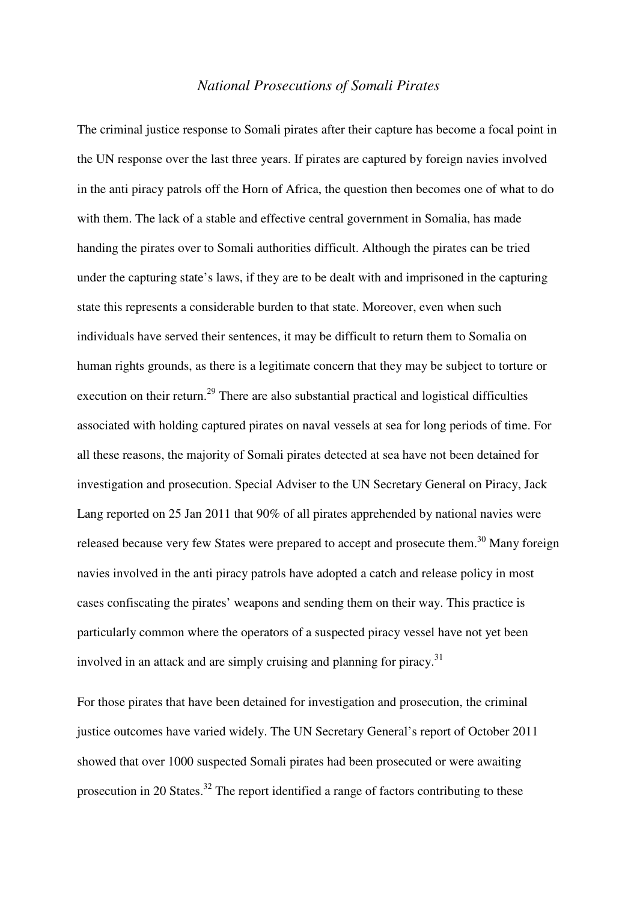## *National Prosecutions of Somali Pirates*

The criminal justice response to Somali pirates after their capture has become a focal point in the UN response over the last three years. If pirates are captured by foreign navies involved in the anti piracy patrols off the Horn of Africa, the question then becomes one of what to do with them. The lack of a stable and effective central government in Somalia, has made handing the pirates over to Somali authorities difficult. Although the pirates can be tried under the capturing state's laws, if they are to be dealt with and imprisoned in the capturing state this represents a considerable burden to that state. Moreover, even when such individuals have served their sentences, it may be difficult to return them to Somalia on human rights grounds, as there is a legitimate concern that they may be subject to torture or execution on their return.[29] There are also substantial practical and logistical difficulties associated with holding captured pirates on naval vessels at sea for long periods of time. For all these reasons, the majority of Somali pirates detected at sea have not been detained for investigation and prosecution. Special Adviser to the UN Secretary General on Piracy, Jack Lang reported on 25 Jan 2011 that 90% of all pirates apprehended by national navies were released because very few States were prepared to accept and prosecute them.[30] Many foreign navies involved in the anti piracy patrols have adopted a catch and release policy in most cases confiscating the pirates' weapons and sending them on their way. This practice is particularly common where the operators of a suspected piracy vessel have not yet been involved in an attack and are simply cruising and planning for piracy.[31]

For those pirates that have been detained for investigation and prosecution, the criminal justice outcomes have varied widely. The UN Secretary General's report of October 2011 showed that over 1000 suspected Somali pirates had been prosecuted or were awaiting prosecution in 20 States.[32] The report identified a range of factors contributing to these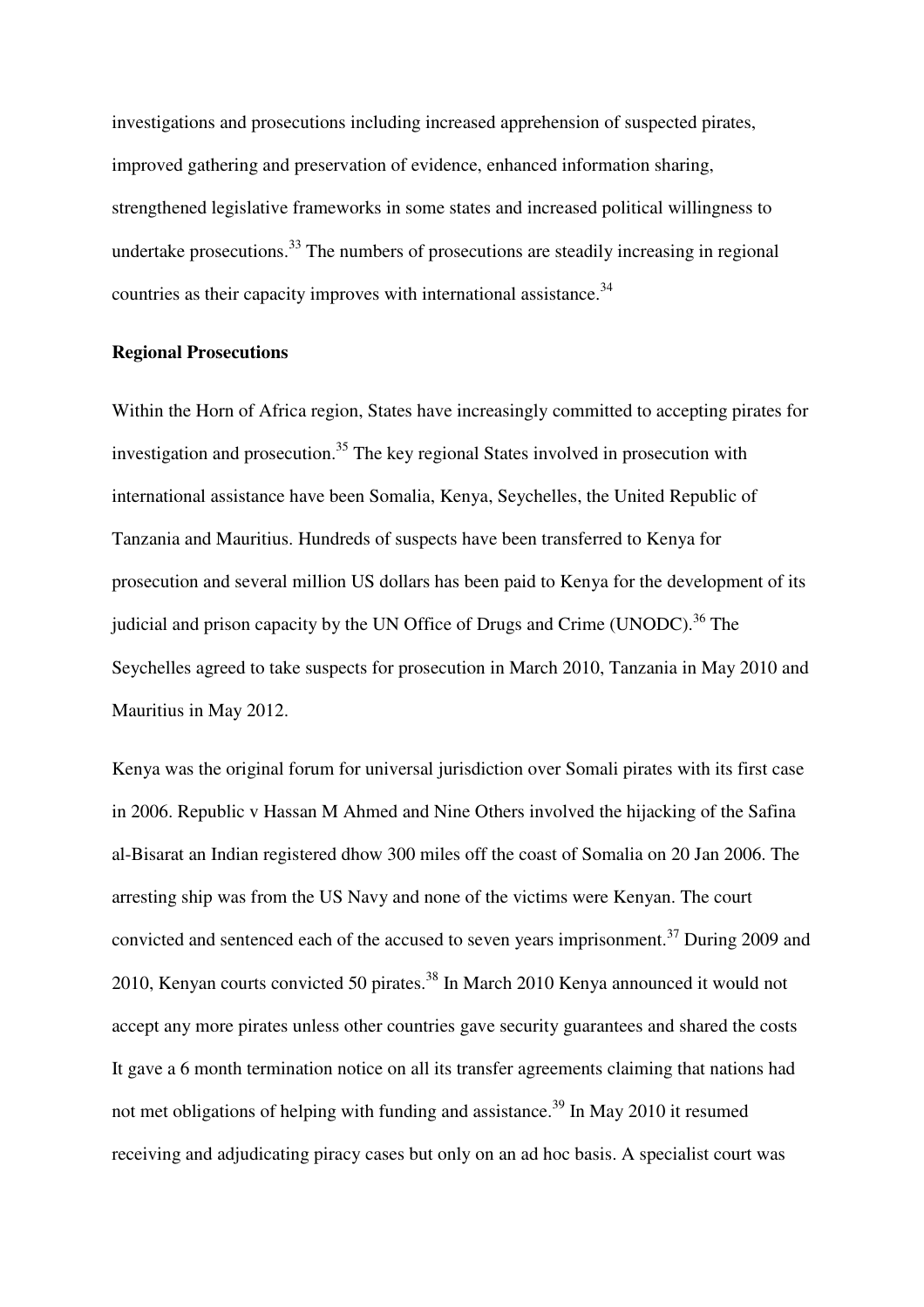investigations and prosecutions including increased apprehension of suspected pirates, improved gathering and preservation of evidence, enhanced information sharing, strengthened legislative frameworks in some states and increased political willingness to undertake prosecutions.[33] The numbers of prosecutions are steadily increasing in regional countries as their capacity improves with international assistance.[34]

**Regional Prosecutions**

Within the Horn of Africa region, States have increasingly committed to accepting pirates for investigation and prosecution.[35] The key regional States involved in prosecution with international assistance have been Somalia, Kenya, Seychelles, the United Republic of Tanzania and Mauritius. Hundreds of suspects have been transferred to Kenya for prosecution and several million US dollars has been paid to Kenya for the development of its judicial and prison capacity by the UN Office of Drugs and Crime (UNODC).[36] The Seychelles agreed to take suspects for prosecution in March 2010, Tanzania in May 2010 and Mauritius in May 2012.

Kenya was the original forum for universal jurisdiction over Somali pirates with its first case in 2006. Republic v Hassan M Ahmed and Nine Others involved the hijacking of the Safina al-Bisarat an Indian registered dhow 300 miles off the coast of Somalia on 20 Jan 2006. The arresting ship was from the US Navy and none of the victims were Kenyan. The court convicted and sentenced each of the accused to seven years imprisonment.[37] During 2009 and 2010, Kenyan courts convicted 50 pirates.[38] In March 2010 Kenya announced it would not accept any more pirates unless other countries gave security guarantees and shared the costs It gave a 6 month termination notice on all its transfer agreements claiming that nations had not met obligations of helping with funding and assistance.[39] In May 2010 it resumed receiving and adjudicating piracy cases but only on an ad hoc basis. A specialist court was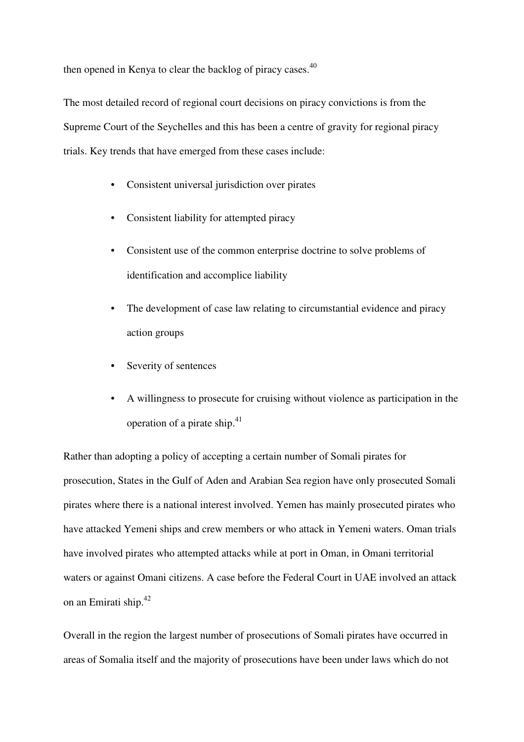then opened in Kenya to clear the backlog of piracy cases.[40]

The most detailed record of regional court decisions on piracy convictions is from the Supreme Court of the Seychelles and this has been a centre of gravity for regional piracy trials. Key trends that have emerged from these cases include:

- Consistent universal jurisdiction over pirates
- Consistent liability for attempted piracy
- Consistent use of the common enterprise doctrine to solve problems of identification and accomplice liability
- The development of case law relating to circumstantial evidence and piracy action groups
- Severity of sentences
- A willingness to prosecute for cruising without violence as participation in the operation of a pirate ship.[41]

Rather than adopting a policy of accepting a certain number of Somali pirates for prosecution, States in the Gulf of Aden and Arabian Sea region have only prosecuted Somali pirates where there is a national interest involved. Yemen has mainly prosecuted pirates who have attacked Yemeni ships and crew members or who attack in Yemeni waters. Oman trials have involved pirates who attempted attacks while at port in Oman, in Omani territorial waters or against Omani citizens. A case before the Federal Court in UAE involved an attack on an Emirati ship.[42]

Overall in the region the largest number of prosecutions of Somali pirates have occurred in areas of Somalia itself and the majority of prosecutions have been under laws which do not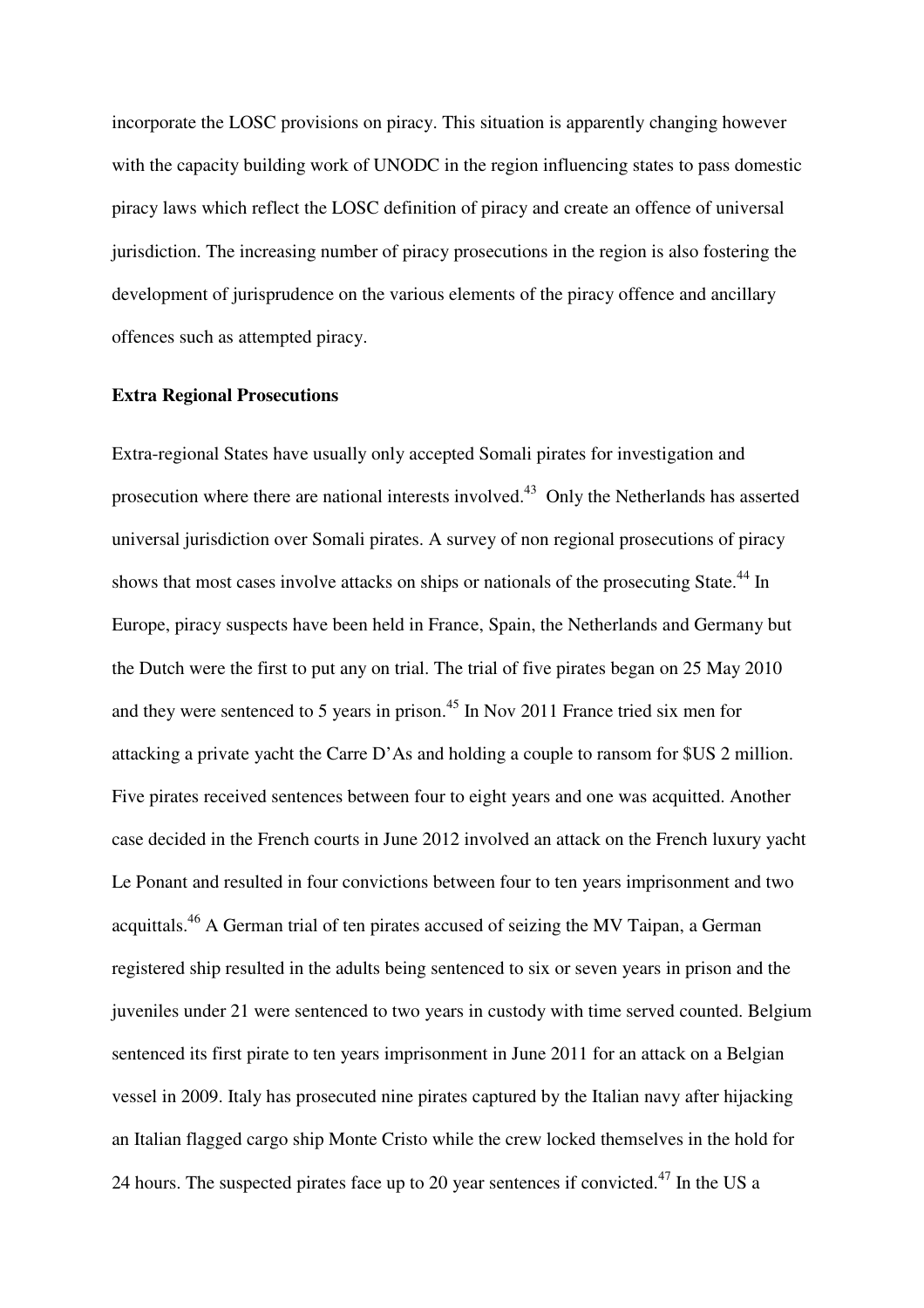incorporate the LOSC provisions on piracy. This situation is apparently changing however with the capacity building work of UNODC in the region influencing states to pass domestic piracy laws which reflect the LOSC definition of piracy and create an offence of universal jurisdiction. The increasing number of piracy prosecutions in the region is also fostering the development of jurisprudence on the various elements of the piracy offence and ancillary offences such as attempted piracy.

**Extra Regional Prosecutions**

Extra-regional States have usually only accepted Somali pirates for investigation and prosecution where there are national interests involved.[43] Only the Netherlands has asserted universal jurisdiction over Somali pirates. A survey of non regional prosecutions of piracy shows that most cases involve attacks on ships or nationals of the prosecuting State.[44] In Europe, piracy suspects have been held in France, Spain, the Netherlands and Germany but the Dutch were the first to put any on trial. The trial of five pirates began on 25 May 2010 and they were sentenced to 5 years in prison.[45] In Nov 2011 France tried six men for attacking a private yacht the Carre D'As and holding a couple to ransom for $US 2 million. Five pirates received sentences between four to eight years and one was acquitted. Another case decided in the French courts in June 2012 involved an attack on the French luxury yacht Le Ponant and resulted in four convictions between four to ten years imprisonment and two acquittals.[46] A German trial of ten pirates accused of seizing the MV Taipan, a German registered ship resulted in the adults being sentenced to six or seven years in prison and the juveniles under 21 were sentenced to two years in custody with time served counted. Belgium sentenced its first pirate to ten years imprisonment in June 2011 for an attack on a Belgian vessel in 2009. Italy has prosecuted nine pirates captured by the Italian navy after hijacking an Italian flagged cargo ship Monte Cristo while the crew locked themselves in the hold for 24 hours. The suspected pirates face up to 20 year sentences if convicted.[47] In the US a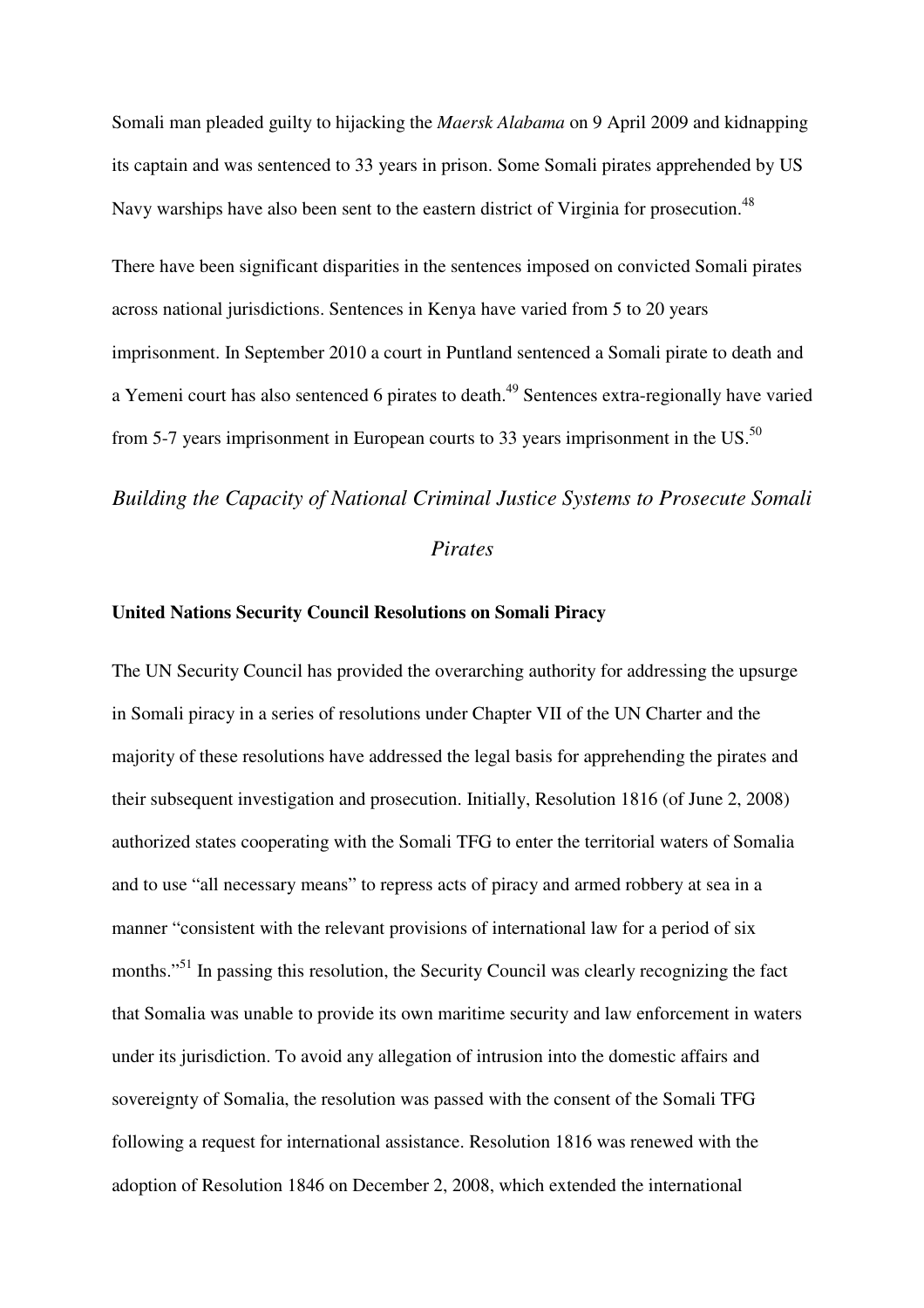Somali man pleaded guilty to hijacking the *Maersk Alabama* on 9 April 2009 and kidnapping its captain and was sentenced to 33 years in prison. Some Somali pirates apprehended by US Navy warships have also been sent to the eastern district of Virginia for prosecution.[48]

There have been significant disparities in the sentences imposed on convicted Somali pirates across national jurisdictions. Sentences in Kenya have varied from 5 to 20 years imprisonment. In September 2010 a court in Puntland sentenced a Somali pirate to death and a Yemeni court has also sentenced 6 pirates to death.[49] Sentences extra-regionally have varied from 5-7 years imprisonment in European courts to 33 years imprisonment in the US.[50]

## *Building the Capacity of National Criminal Justice Systems to Prosecute Somali Pirates*

### **United Nations Security Council Resolutions on Somali Piracy**

The UN Security Council has provided the overarching authority for addressing the upsurge in Somali piracy in a series of resolutions under Chapter VII of the UN Charter and the majority of these resolutions have addressed the legal basis for apprehending the pirates and their subsequent investigation and prosecution. Initially, Resolution 1816 (of June 2, 2008) authorized states cooperating with the Somali TFG to enter the territorial waters of Somalia and to use "all necessary means" to repress acts of piracy and armed robbery at sea in a manner "consistent with the relevant provisions of international law for a period of six months."[51] In passing this resolution, the Security Council was clearly recognizing the fact that Somalia was unable to provide its own maritime security and law enforcement in waters under its jurisdiction. To avoid any allegation of intrusion into the domestic affairs and sovereignty of Somalia, the resolution was passed with the consent of the Somali TFG following a request for international assistance. Resolution 1816 was renewed with the adoption of Resolution 1846 on December 2, 2008, which extended the international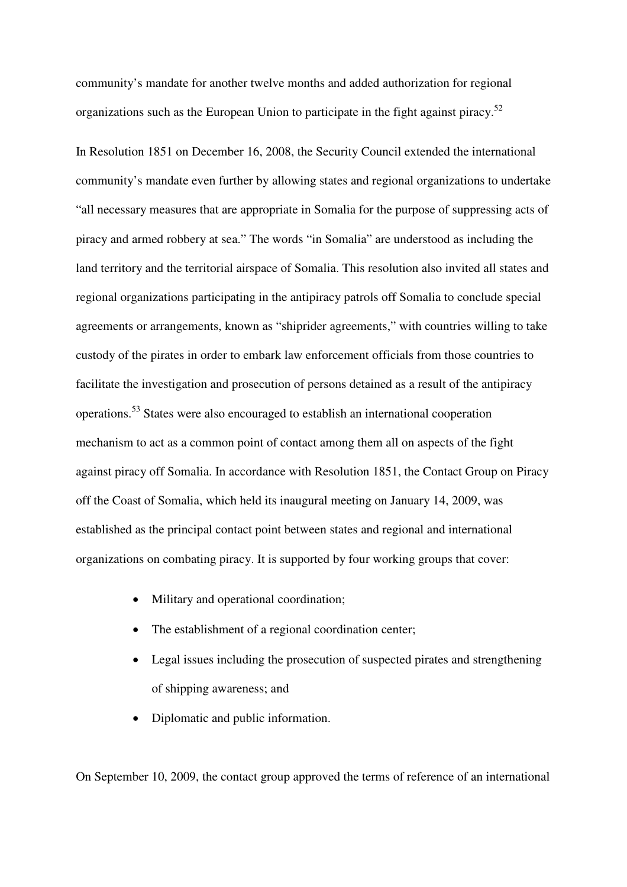community's mandate for another twelve months and added authorization for regional organizations such as the European Union to participate in the fight against piracy.[52]

In Resolution 1851 on December 16, 2008, the Security Council extended the international community's mandate even further by allowing states and regional organizations to undertake "all necessary measures that are appropriate in Somalia for the purpose of suppressing acts of piracy and armed robbery at sea." The words "in Somalia" are understood as including the land territory and the territorial airspace of Somalia. This resolution also invited all states and regional organizations participating in the antipiracy patrols off Somalia to conclude special agreements or arrangements, known as "shiprider agreements," with countries willing to take custody of the pirates in order to embark law enforcement officials from those countries to facilitate the investigation and prosecution of persons detained as a result of the antipiracy operations.[53] States were also encouraged to establish an international cooperation mechanism to act as a common point of contact among them all on aspects of the fight against piracy off Somalia. In accordance with Resolution 1851, the Contact Group on Piracy off the Coast of Somalia, which held its inaugural meeting on January 14, 2009, was established as the principal contact point between states and regional and international organizations on combating piracy. It is supported by four working groups that cover:

- Military and operational coordination;
- The establishment of a regional coordination center;
- Legal issues including the prosecution of suspected pirates and strengthening of shipping awareness; and
- Diplomatic and public information.

On September 10, 2009, the contact group approved the terms of reference of an international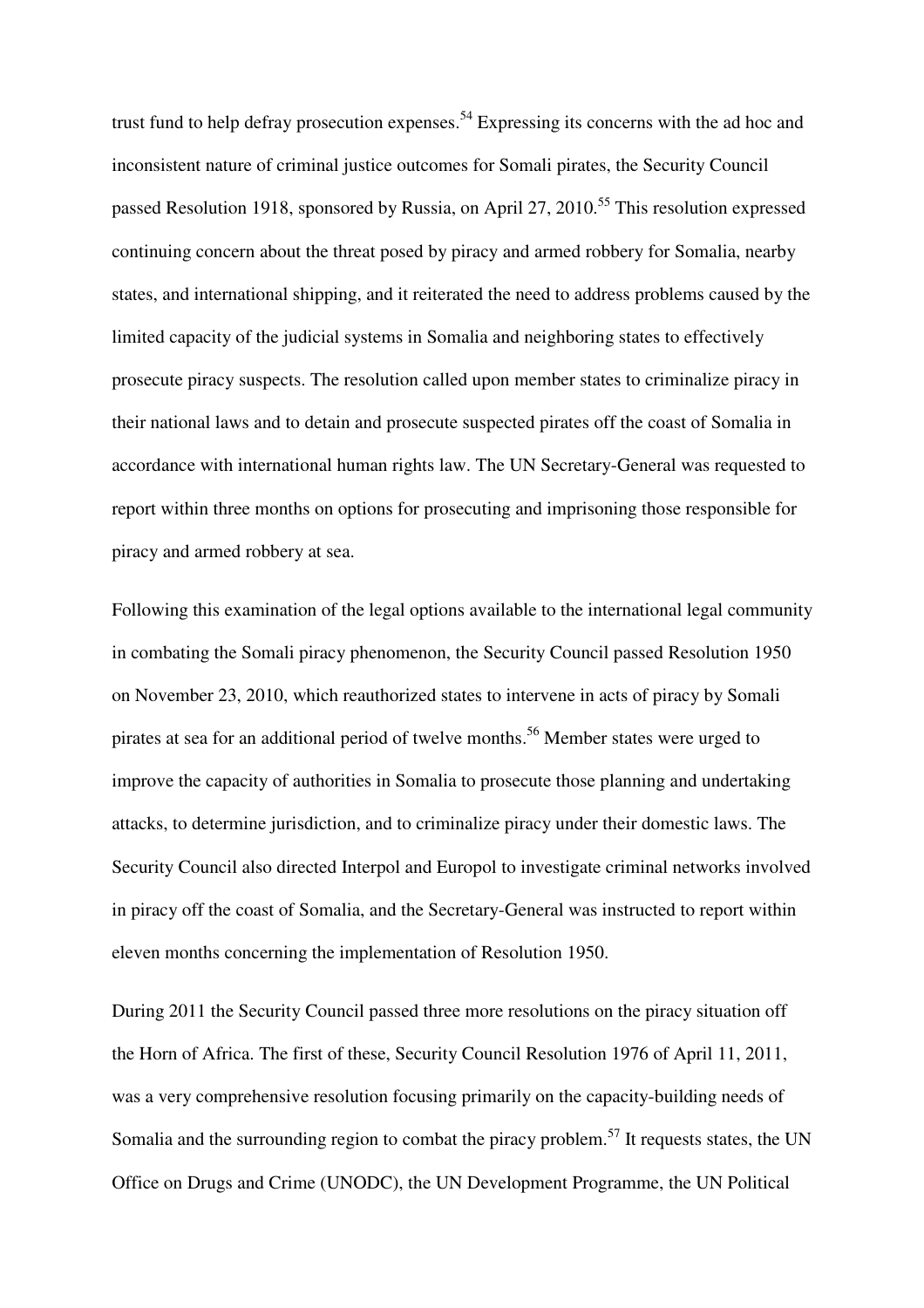trust fund to help defray prosecution expenses.[54] Expressing its concerns with the ad hoc and inconsistent nature of criminal justice outcomes for Somali pirates, the Security Council passed Resolution 1918, sponsored by Russia, on April 27, 2010.[55] This resolution expressed continuing concern about the threat posed by piracy and armed robbery for Somalia, nearby states, and international shipping, and it reiterated the need to address problems caused by the limited capacity of the judicial systems in Somalia and neighboring states to effectively prosecute piracy suspects. The resolution called upon member states to criminalize piracy in their national laws and to detain and prosecute suspected pirates off the coast of Somalia in accordance with international human rights law. The UN Secretary-General was requested to report within three months on options for prosecuting and imprisoning those responsible for piracy and armed robbery at sea.

Following this examination of the legal options available to the international legal community in combating the Somali piracy phenomenon, the Security Council passed Resolution 1950 on November 23, 2010, which reauthorized states to intervene in acts of piracy by Somali pirates at sea for an additional period of twelve months.[56] Member states were urged to improve the capacity of authorities in Somalia to prosecute those planning and undertaking attacks, to determine jurisdiction, and to criminalize piracy under their domestic laws. The Security Council also directed Interpol and Europol to investigate criminal networks involved in piracy off the coast of Somalia, and the Secretary-General was instructed to report within eleven months concerning the implementation of Resolution 1950.

During 2011 the Security Council passed three more resolutions on the piracy situation off the Horn of Africa. The first of these, Security Council Resolution 1976 of April 11, 2011, was a very comprehensive resolution focusing primarily on the capacity-building needs of Somalia and the surrounding region to combat the piracy problem.[57] It requests states, the UN Office on Drugs and Crime (UNODC), the UN Development Programme, the UN Political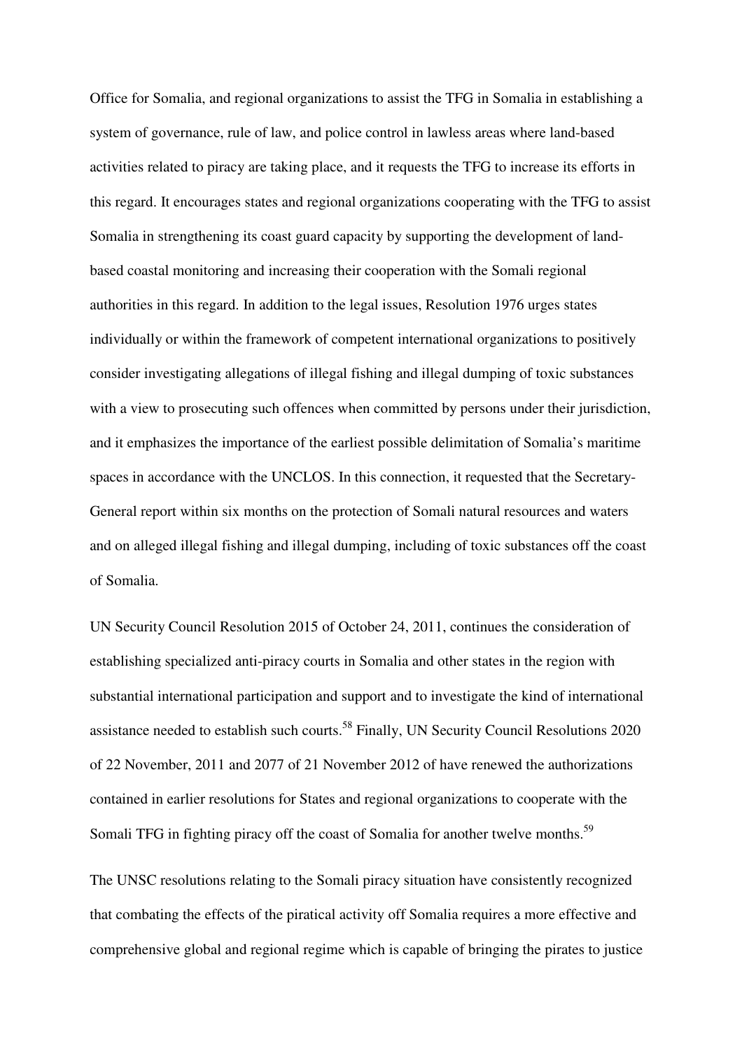Office for Somalia, and regional organizations to assist the TFG in Somalia in establishing a system of governance, rule of law, and police control in lawless areas where land-based activities related to piracy are taking place, and it requests the TFG to increase its efforts in this regard. It encourages states and regional organizations cooperating with the TFG to assist Somalia in strengthening its coast guard capacity by supporting the development of land-based coastal monitoring and increasing their cooperation with the Somali regional authorities in this regard. In addition to the legal issues, Resolution 1976 urges states individually or within the framework of competent international organizations to positively consider investigating allegations of illegal fishing and illegal dumping of toxic substances with a view to prosecuting such offences when committed by persons under their jurisdiction, and it emphasizes the importance of the earliest possible delimitation of Somalia's maritime spaces in accordance with the UNCLOS. In this connection, it requested that the Secretary-General report within six months on the protection of Somali natural resources and waters and on alleged illegal fishing and illegal dumping, including of toxic substances off the coast of Somalia.

UN Security Council Resolution 2015 of October 24, 2011, continues the consideration of establishing specialized anti-piracy courts in Somalia and other states in the region with substantial international participation and support and to investigate the kind of international assistance needed to establish such courts.[58] Finally, UN Security Council Resolutions 2020 of 22 November, 2011 and 2077 of 21 November 2012 of have renewed the authorizations contained in earlier resolutions for States and regional organizations to cooperate with the Somali TFG in fighting piracy off the coast of Somalia for another twelve months.[59]

The UNSC resolutions relating to the Somali piracy situation have consistently recognized that combating the effects of the piratical activity off Somalia requires a more effective and comprehensive global and regional regime which is capable of bringing the pirates to justice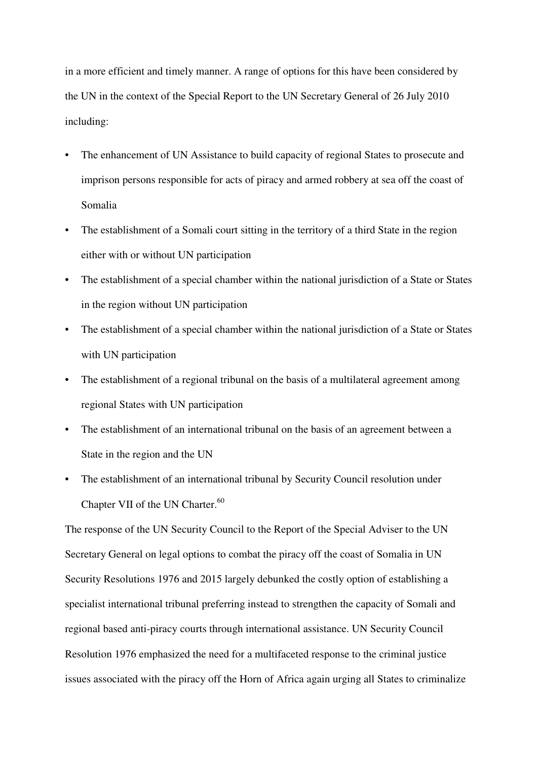in a more efficient and timely manner. A range of options for this have been considered by the UN in the context of the Special Report to the UN Secretary General of 26 July 2010 including:

- The enhancement of UN Assistance to build capacity of regional States to prosecute and imprison persons responsible for acts of piracy and armed robbery at sea off the coast of Somalia
- The establishment of a Somali court sitting in the territory of a third State in the region either with or without UN participation
- The establishment of a special chamber within the national jurisdiction of a State or States in the region without UN participation
- The establishment of a special chamber within the national jurisdiction of a State or States with UN participation
- The establishment of a regional tribunal on the basis of a multilateral agreement among regional States with UN participation
- The establishment of an international tribunal on the basis of an agreement between a State in the region and the UN
- The establishment of an international tribunal by Security Council resolution under Chapter VII of the UN Charter.[60]

The response of the UN Security Council to the Report of the Special Adviser to the UN Secretary General on legal options to combat the piracy off the coast of Somalia in UN Security Resolutions 1976 and 2015 largely debunked the costly option of establishing a specialist international tribunal preferring instead to strengthen the capacity of Somali and regional based anti-piracy courts through international assistance. UN Security Council Resolution 1976 emphasized the need for a multifaceted response to the criminal justice issues associated with the piracy off the Horn of Africa again urging all States to criminalize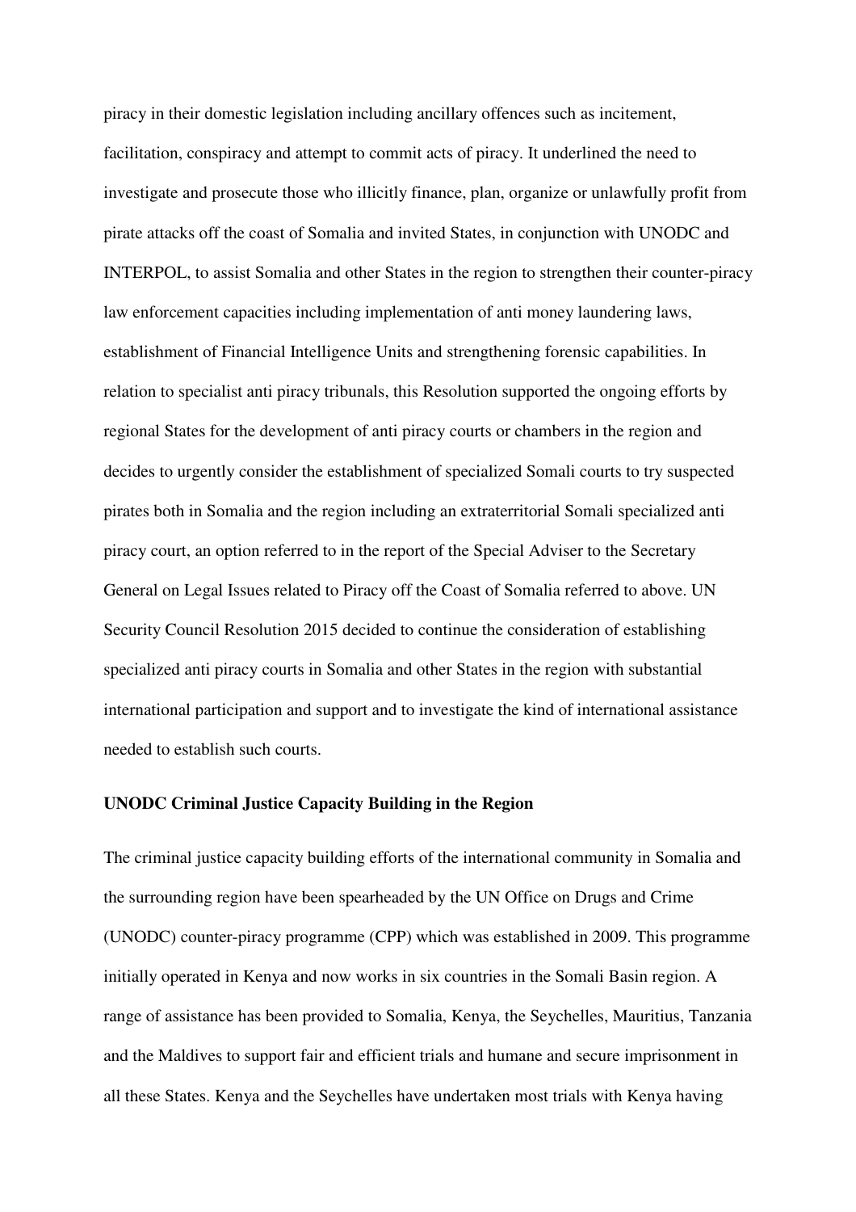piracy in their domestic legislation including ancillary offences such as incitement, facilitation, conspiracy and attempt to commit acts of piracy. It underlined the need to investigate and prosecute those who illicitly finance, plan, organize or unlawfully profit from pirate attacks off the coast of Somalia and invited States, in conjunction with UNODC and INTERPOL, to assist Somalia and other States in the region to strengthen their counter-piracy law enforcement capacities including implementation of anti money laundering laws, establishment of Financial Intelligence Units and strengthening forensic capabilities. In relation to specialist anti piracy tribunals, this Resolution supported the ongoing efforts by regional States for the development of anti piracy courts or chambers in the region and decides to urgently consider the establishment of specialized Somali courts to try suspected pirates both in Somalia and the region including an extraterritorial Somali specialized anti piracy court, an option referred to in the report of the Special Adviser to the Secretary General on Legal Issues related to Piracy off the Coast of Somalia referred to above. UN Security Council Resolution 2015 decided to continue the consideration of establishing specialized anti piracy courts in Somalia and other States in the region with substantial international participation and support and to investigate the kind of international assistance needed to establish such courts.

**UNODC Criminal Justice Capacity Building in the Region**

The criminal justice capacity building efforts of the international community in Somalia and the surrounding region have been spearheaded by the UN Office on Drugs and Crime (UNODC) counter-piracy programme (CPP) which was established in 2009. This programme initially operated in Kenya and now works in six countries in the Somali Basin region. A range of assistance has been provided to Somalia, Kenya, the Seychelles, Mauritius, Tanzania and the Maldives to support fair and efficient trials and humane and secure imprisonment in all these States. Kenya and the Seychelles have undertaken most trials with Kenya having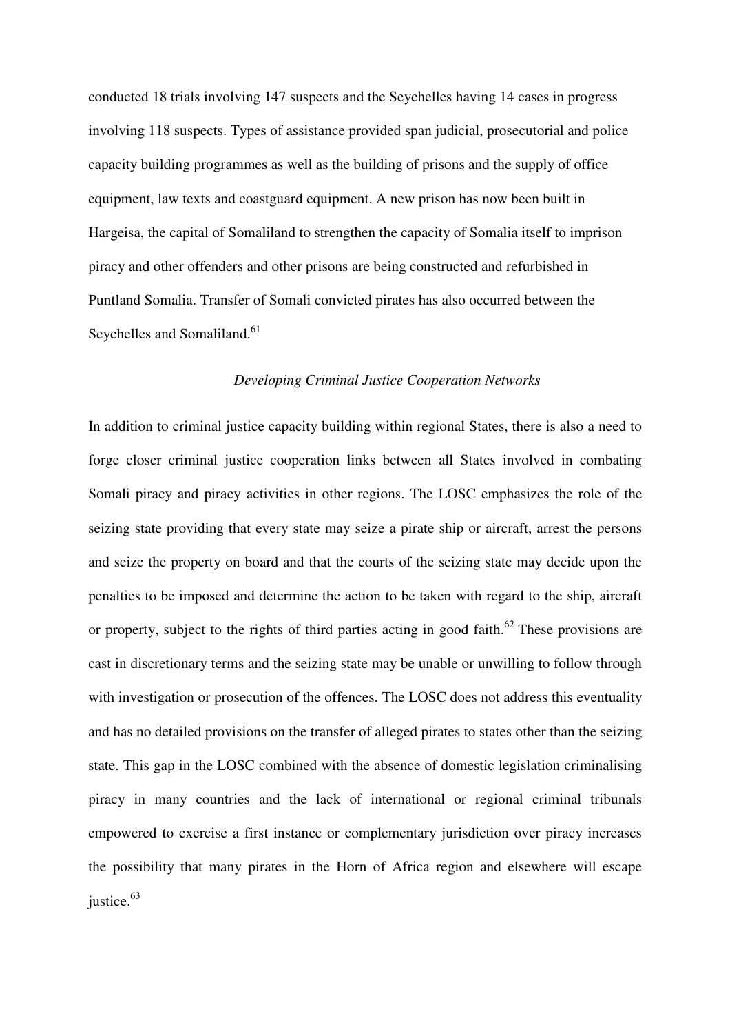conducted 18 trials involving 147 suspects and the Seychelles having 14 cases in progress involving 118 suspects. Types of assistance provided span judicial, prosecutorial and police capacity building programmes as well as the building of prisons and the supply of office equipment, law texts and coastguard equipment. A new prison has now been built in Hargeisa, the capital of Somaliland to strengthen the capacity of Somalia itself to imprison piracy and other offenders and other prisons are being constructed and refurbished in Puntland Somalia. Transfer of Somali convicted pirates has also occurred between the Seychelles and Somaliland.[61]

*Developing Criminal Justice Cooperation Networks*

In addition to criminal justice capacity building within regional States, there is also a need to forge closer criminal justice cooperation links between all States involved in combating Somali piracy and piracy activities in other regions. The LOSC emphasizes the role of the seizing state providing that every state may seize a pirate ship or aircraft, arrest the persons and seize the property on board and that the courts of the seizing state may decide upon the penalties to be imposed and determine the action to be taken with regard to the ship, aircraft or property, subject to the rights of third parties acting in good faith.[62] These provisions are cast in discretionary terms and the seizing state may be unable or unwilling to follow through with investigation or prosecution of the offences. The LOSC does not address this eventuality and has no detailed provisions on the transfer of alleged pirates to states other than the seizing state. This gap in the LOSC combined with the absence of domestic legislation criminalising piracy in many countries and the lack of international or regional criminal tribunals empowered to exercise a first instance or complementary jurisdiction over piracy increases the possibility that many pirates in the Horn of Africa region and elsewhere will escape justice.[63]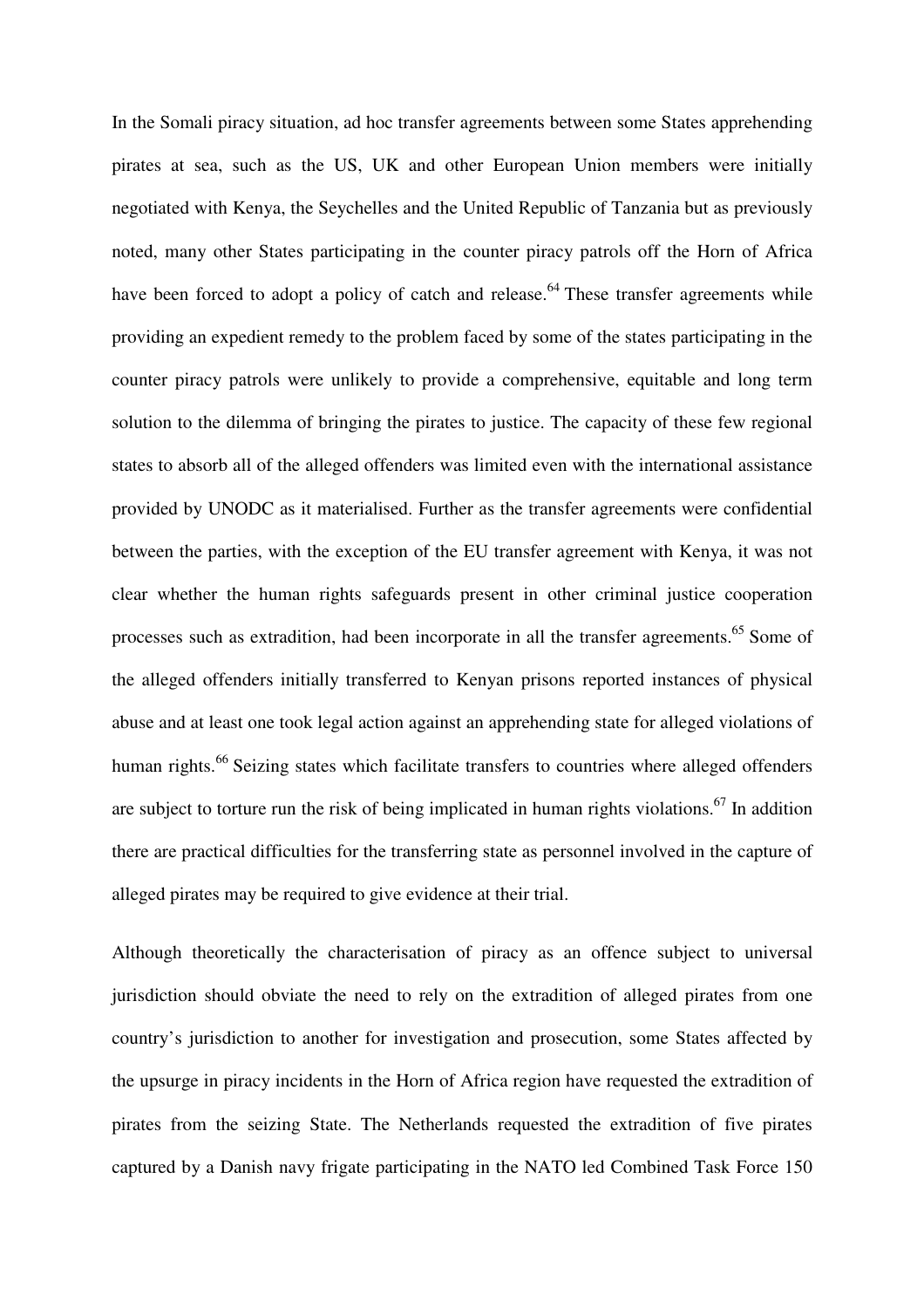In the Somali piracy situation, ad hoc transfer agreements between some States apprehending pirates at sea, such as the US, UK and other European Union members were initially negotiated with Kenya, the Seychelles and the United Republic of Tanzania but as previously noted, many other States participating in the counter piracy patrols off the Horn of Africa have been forced to adopt a policy of catch and release.[64] These transfer agreements while providing an expedient remedy to the problem faced by some of the states participating in the counter piracy patrols were unlikely to provide a comprehensive, equitable and long term solution to the dilemma of bringing the pirates to justice. The capacity of these few regional states to absorb all of the alleged offenders was limited even with the international assistance provided by UNODC as it materialised. Further as the transfer agreements were confidential between the parties, with the exception of the EU transfer agreement with Kenya, it was not clear whether the human rights safeguards present in other criminal justice cooperation processes such as extradition, had been incorporate in all the transfer agreements.[65] Some of the alleged offenders initially transferred to Kenyan prisons reported instances of physical abuse and at least one took legal action against an apprehending state for alleged violations of human rights.[66] Seizing states which facilitate transfers to countries where alleged offenders are subject to torture run the risk of being implicated in human rights violations.[67] In addition there are practical difficulties for the transferring state as personnel involved in the capture of alleged pirates may be required to give evidence at their trial.

Although theoretically the characterisation of piracy as an offence subject to universal jurisdiction should obviate the need to rely on the extradition of alleged pirates from one country's jurisdiction to another for investigation and prosecution, some States affected by the upsurge in piracy incidents in the Horn of Africa region have requested the extradition of pirates from the seizing State. The Netherlands requested the extradition of five pirates captured by a Danish navy frigate participating in the NATO led Combined Task Force 150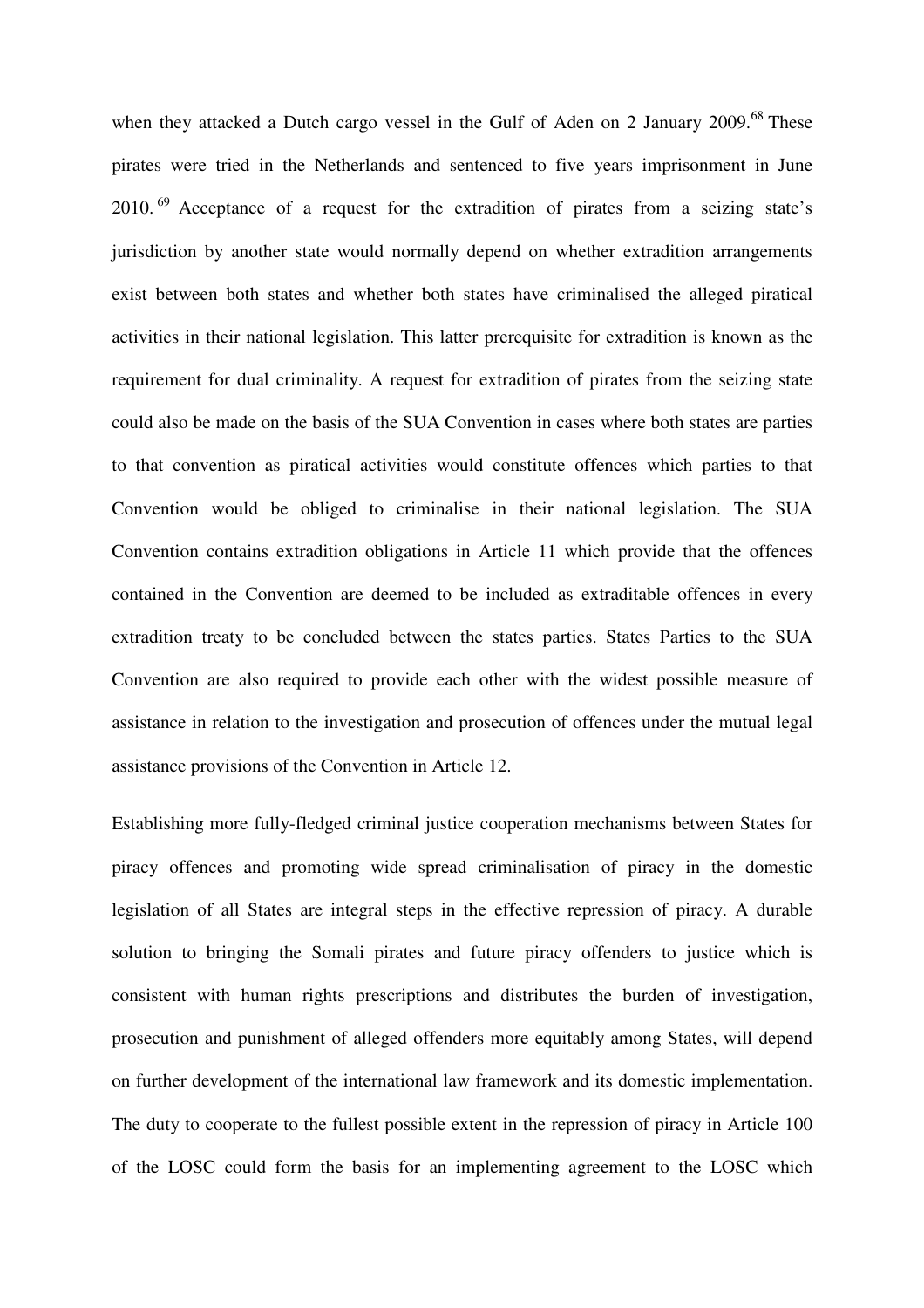when they attacked a Dutch cargo vessel in the Gulf of Aden on 2 January 2009.[68] These pirates were tried in the Netherlands and sentenced to five years imprisonment in June 2010.[69] Acceptance of a request for the extradition of pirates from a seizing state's jurisdiction by another state would normally depend on whether extradition arrangements exist between both states and whether both states have criminalised the alleged piratical activities in their national legislation. This latter prerequisite for extradition is known as the requirement for dual criminality. A request for extradition of pirates from the seizing state could also be made on the basis of the SUA Convention in cases where both states are parties to that convention as piratical activities would constitute offences which parties to that Convention would be obliged to criminalise in their national legislation. The SUA Convention contains extradition obligations in Article 11 which provide that the offences contained in the Convention are deemed to be included as extraditable offences in every extradition treaty to be concluded between the states parties. States Parties to the SUA Convention are also required to provide each other with the widest possible measure of assistance in relation to the investigation and prosecution of offences under the mutual legal assistance provisions of the Convention in Article 12.

Establishing more fully-fledged criminal justice cooperation mechanisms between States for piracy offences and promoting wide spread criminalisation of piracy in the domestic legislation of all States are integral steps in the effective repression of piracy. A durable solution to bringing the Somali pirates and future piracy offenders to justice which is consistent with human rights prescriptions and distributes the burden of investigation, prosecution and punishment of alleged offenders more equitably among States, will depend on further development of the international law framework and its domestic implementation. The duty to cooperate to the fullest possible extent in the repression of piracy in Article 100 of the LOSC could form the basis for an implementing agreement to the LOSC which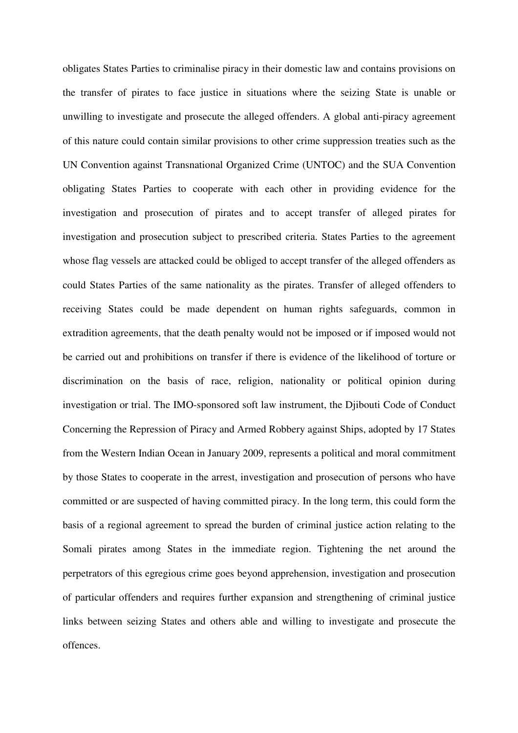obligates States Parties to criminalise piracy in their domestic law and contains provisions on the transfer of pirates to face justice in situations where the seizing State is unable or unwilling to investigate and prosecute the alleged offenders. A global anti-piracy agreement of this nature could contain similar provisions to other crime suppression treaties such as the UN Convention against Transnational Organized Crime (UNTOC) and the SUA Convention obligating States Parties to cooperate with each other in providing evidence for the investigation and prosecution of pirates and to accept transfer of alleged pirates for investigation and prosecution subject to prescribed criteria. States Parties to the agreement whose flag vessels are attacked could be obliged to accept transfer of the alleged offenders as could States Parties of the same nationality as the pirates. Transfer of alleged offenders to receiving States could be made dependent on human rights safeguards, common in extradition agreements, that the death penalty would not be imposed or if imposed would not be carried out and prohibitions on transfer if there is evidence of the likelihood of torture or discrimination on the basis of race, religion, nationality or political opinion during investigation or trial. The IMO-sponsored soft law instrument, the Djibouti Code of Conduct Concerning the Repression of Piracy and Armed Robbery against Ships, adopted by 17 States from the Western Indian Ocean in January 2009, represents a political and moral commitment by those States to cooperate in the arrest, investigation and prosecution of persons who have committed or are suspected of having committed piracy. In the long term, this could form the basis of a regional agreement to spread the burden of criminal justice action relating to the Somali pirates among States in the immediate region. Tightening the net around the perpetrators of this egregious crime goes beyond apprehension, investigation and prosecution of particular offenders and requires further expansion and strengthening of criminal justice links between seizing States and others able and willing to investigate and prosecute the offences.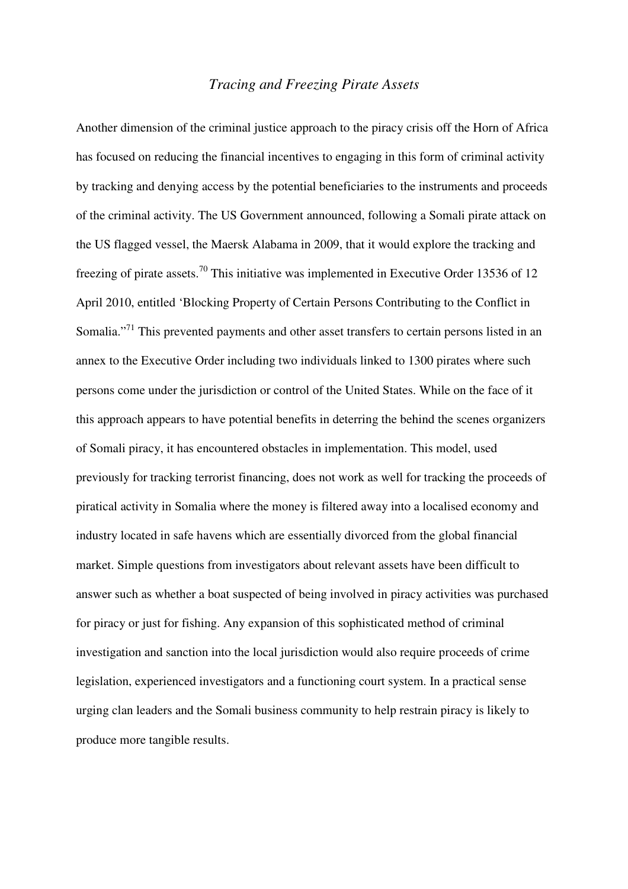### *Tracing and Freezing Pirate Assets*

Another dimension of the criminal justice approach to the piracy crisis off the Horn of Africa has focused on reducing the financial incentives to engaging in this form of criminal activity by tracking and denying access by the potential beneficiaries to the instruments and proceeds of the criminal activity. The US Government announced, following a Somali pirate attack on the US flagged vessel, the Maersk Alabama in 2009, that it would explore the tracking and freezing of pirate assets.[70] This initiative was implemented in Executive Order 13536 of 12 April 2010, entitled 'Blocking Property of Certain Persons Contributing to the Conflict in Somalia."[71] This prevented payments and other asset transfers to certain persons listed in an annex to the Executive Order including two individuals linked to 1300 pirates where such persons come under the jurisdiction or control of the United States. While on the face of it this approach appears to have potential benefits in deterring the behind the scenes organizers of Somali piracy, it has encountered obstacles in implementation. This model, used previously for tracking terrorist financing, does not work as well for tracking the proceeds of piratical activity in Somalia where the money is filtered away into a localised economy and industry located in safe havens which are essentially divorced from the global financial market. Simple questions from investigators about relevant assets have been difficult to answer such as whether a boat suspected of being involved in piracy activities was purchased for piracy or just for fishing. Any expansion of this sophisticated method of criminal investigation and sanction into the local jurisdiction would also require proceeds of crime legislation, experienced investigators and a functioning court system. In a practical sense urging clan leaders and the Somali business community to help restrain piracy is likely to produce more tangible results.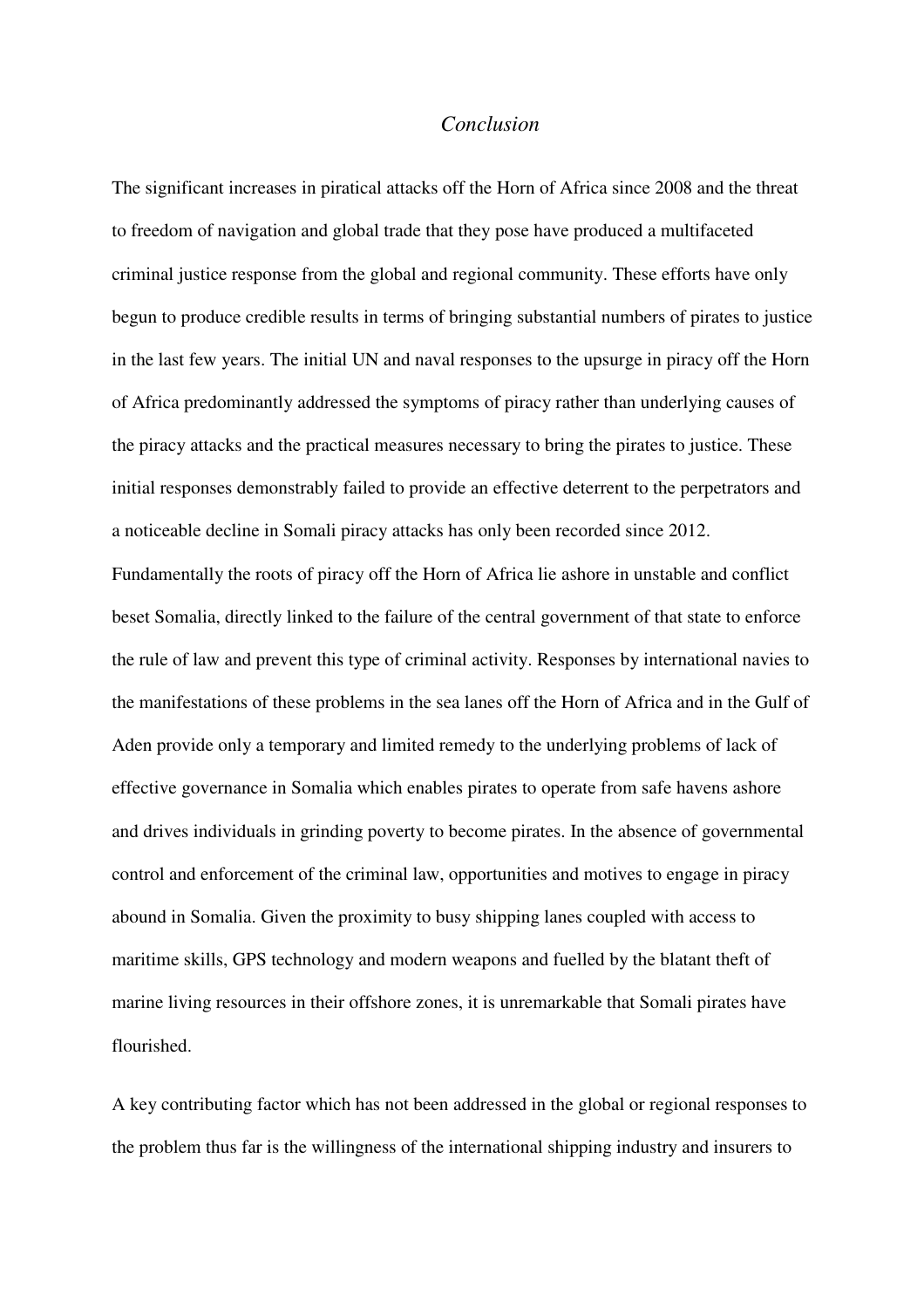## *Conclusion*

The significant increases in piratical attacks off the Horn of Africa since 2008 and the threat to freedom of navigation and global trade that they pose have produced a multifaceted criminal justice response from the global and regional community. These efforts have only begun to produce credible results in terms of bringing substantial numbers of pirates to justice in the last few years. The initial UN and naval responses to the upsurge in piracy off the Horn of Africa predominantly addressed the symptoms of piracy rather than underlying causes of the piracy attacks and the practical measures necessary to bring the pirates to justice. These initial responses demonstrably failed to provide an effective deterrent to the perpetrators and a noticeable decline in Somali piracy attacks has only been recorded since 2012. Fundamentally the roots of piracy off the Horn of Africa lie ashore in unstable and conflict beset Somalia, directly linked to the failure of the central government of that state to enforce the rule of law and prevent this type of criminal activity. Responses by international navies to the manifestations of these problems in the sea lanes off the Horn of Africa and in the Gulf of Aden provide only a temporary and limited remedy to the underlying problems of lack of effective governance in Somalia which enables pirates to operate from safe havens ashore and drives individuals in grinding poverty to become pirates. In the absence of governmental control and enforcement of the criminal law, opportunities and motives to engage in piracy abound in Somalia. Given the proximity to busy shipping lanes coupled with access to maritime skills, GPS technology and modern weapons and fuelled by the blatant theft of marine living resources in their offshore zones, it is unremarkable that Somali pirates have flourished.

A key contributing factor which has not been addressed in the global or regional responses to the problem thus far is the willingness of the international shipping industry and insurers to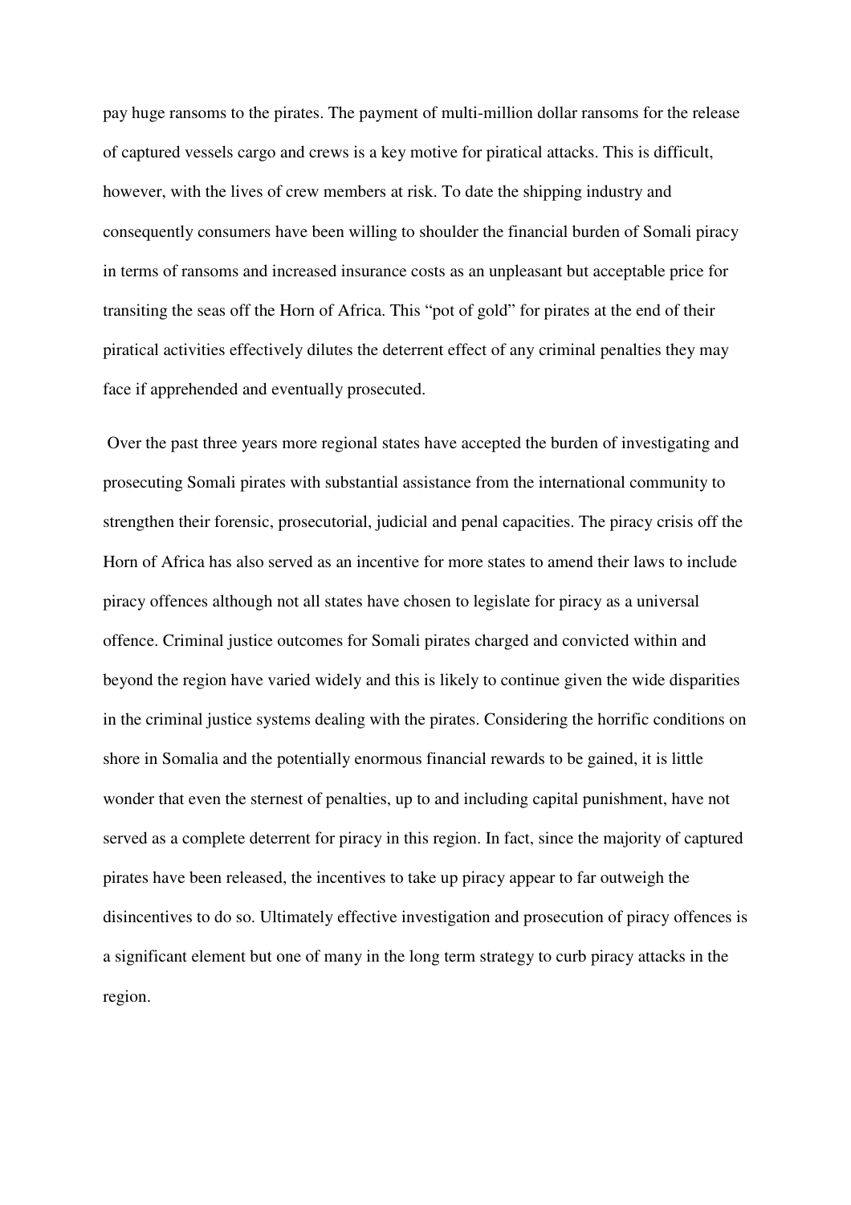pay huge ransoms to the pirates. The payment of multi-million dollar ransoms for the release of captured vessels cargo and crews is a key motive for piratical attacks. This is difficult, however, with the lives of crew members at risk. To date the shipping industry and consequently consumers have been willing to shoulder the financial burden of Somali piracy in terms of ransoms and increased insurance costs as an unpleasant but acceptable price for transiting the seas off the Horn of Africa. This "pot of gold" for pirates at the end of their piratical activities effectively dilutes the deterrent effect of any criminal penalties they may face if apprehended and eventually prosecuted.

Over the past three years more regional states have accepted the burden of investigating and prosecuting Somali pirates with substantial assistance from the international community to strengthen their forensic, prosecutorial, judicial and penal capacities. The piracy crisis off the Horn of Africa has also served as an incentive for more states to amend their laws to include piracy offences although not all states have chosen to legislate for piracy as a universal offence. Criminal justice outcomes for Somali pirates charged and convicted within and beyond the region have varied widely and this is likely to continue given the wide disparities in the criminal justice systems dealing with the pirates. Considering the horrific conditions on shore in Somalia and the potentially enormous financial rewards to be gained, it is little wonder that even the sternest of penalties, up to and including capital punishment, have not served as a complete deterrent for piracy in this region. In fact, since the majority of captured pirates have been released, the incentives to take up piracy appear to far outweigh the disincentives to do so. Ultimately effective investigation and prosecution of piracy offences is a significant element but one of many in the long term strategy to curb piracy attacks in the region.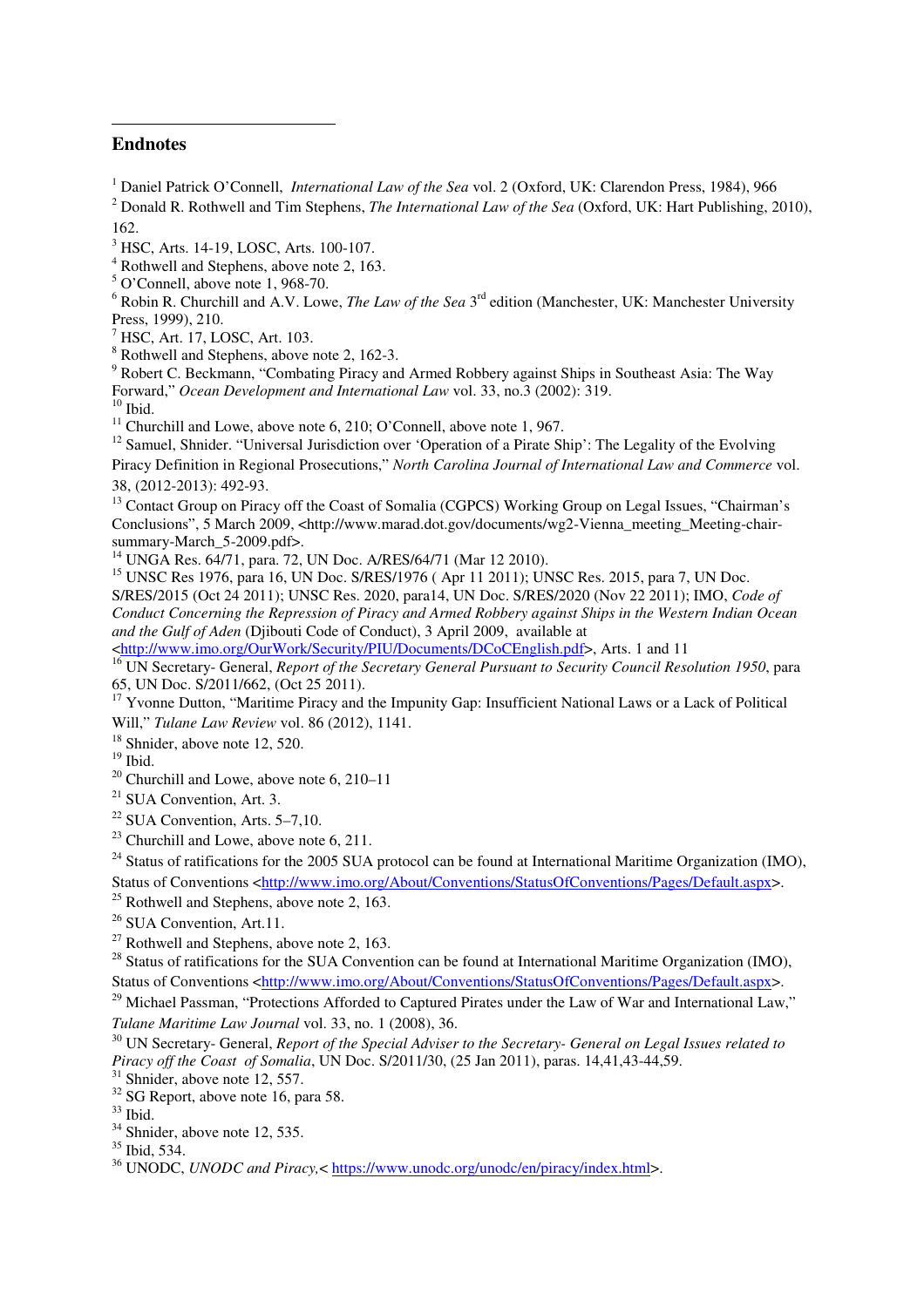## Endnotes

[1] Daniel Patrick O'Connell, *International Law of the Sea* vol. 2 (Oxford, UK: Clarendon Press, 1984), 966

[2] Donald R. Rothwell and Tim Stephens, *The International Law of the Sea* (Oxford, UK: Hart Publishing, 2010), 162.

[3] HSC, Arts. 14-19, LOSC, Arts. 100-107.

[4] Rothwell and Stephens, above note 2, 163.

[5] O'Connell, above note 1, 968-70.

[6] Robin R. Churchill and A.V. Lowe, *The Law of the Sea* 3rd edition (Manchester, UK: Manchester University Press, 1999), 210.

[7] HSC, Art. 17, LOSC, Art. 103.

[8] Rothwell and Stephens, above note 2, 162-3.

[9] Robert C. Beckmann, "Combating Piracy and Armed Robbery against Ships in Southeast Asia: The Way Forward," *Ocean Development and International Law* vol. 33, no.3 (2002): 319.

[10] Ibid.

[11] Churchill and Lowe, above note 6, 210; O'Connell, above note 1, 967.

[12] Samuel, Shnider. "Universal Jurisdiction over 'Operation of a Pirate Ship': The Legality of the Evolving Piracy Definition in Regional Prosecutions," *North Carolina Journal of International Law and Commerce* vol. 38, (2012-2013): 492-93.

[13] Contact Group on Piracy off the Coast of Somalia (CGPCS) Working Group on Legal Issues, "Chairman's Conclusions", 5 March 2009, <http://www.marad.dot.gov/documents/wg2-Vienna_meeting_Meeting-chair-summary-March_5-2009.pdf>.

[14] UNGA Res. 64/71, para. 72, UN Doc. A/RES/64/71 (Mar 12 2010).

[15] UNSC Res 1976, para 16, UN Doc. S/RES/1976 ( Apr 11 2011); UNSC Res. 2015, para 7, UN Doc. S/RES/2015 (Oct 24 2011); UNSC Res. 2020, para14, UN Doc. S/RES/2020 (Nov 22 2011); IMO, *Code of Conduct Concerning the Repression of Piracy and Armed Robbery against Ships in the Western Indian Ocean and the Gulf of Aden* (Djibouti Code of Conduct), 3 April 2009, available at <http://www.imo.org/OurWork/Security/PIU/Documents/DCoCEnglish.pdf>, Arts. 1 and 11

[16] UN Secretary- General, *Report of the Secretary General Pursuant to Security Council Resolution 1950*, para 65, UN Doc. S/2011/662, (Oct 25 2011).

[17] Yvonne Dutton, "Maritime Piracy and the Impunity Gap: Insufficient National Laws or a Lack of Political Will," *Tulane Law Review* vol. 86 (2012), 1141.

[18] Shnider, above note 12, 520.

[19] Ibid.

[20] Churchill and Lowe, above note 6, 210–11

[21] SUA Convention, Art. 3.

[22] SUA Convention, Arts. 5–7,10.

[23] Churchill and Lowe, above note 6, 211.

[24] Status of ratifications for the 2005 SUA protocol can be found at International Maritime Organization (IMO), Status of Conventions <http://www.imo.org/About/Conventions/StatusOfConventions/Pages/Default.aspx>.

[25] Rothwell and Stephens, above note 2, 163.

[26] SUA Convention, Art.11.

[27] Rothwell and Stephens, above note 2, 163.

[28] Status of ratifications for the SUA Convention can be found at International Maritime Organization (IMO), Status of Conventions <http://www.imo.org/About/Conventions/StatusOfConventions/Pages/Default.aspx>.

[29] Michael Passman, "Protections Afforded to Captured Pirates under the Law of War and International Law," *Tulane Maritime Law Journal* vol. 33, no. 1 (2008), 36.

[30] UN Secretary- General, *Report of the Special Adviser to the Secretary- General on Legal Issues related to Piracy off the Coast of Somalia*, UN Doc. S/2011/30, (25 Jan 2011), paras. 14,41,43-44,59.

[31] Shnider, above note 12, 557.

[32] SG Report, above note 16, para 58.

[33] Ibid.

[34] Shnider, above note 12, 535.

[35] Ibid, 534.

[36] UNODC, *UNODC and Piracy*,< https://www.unodc.org/unodc/en/piracy/index.html>.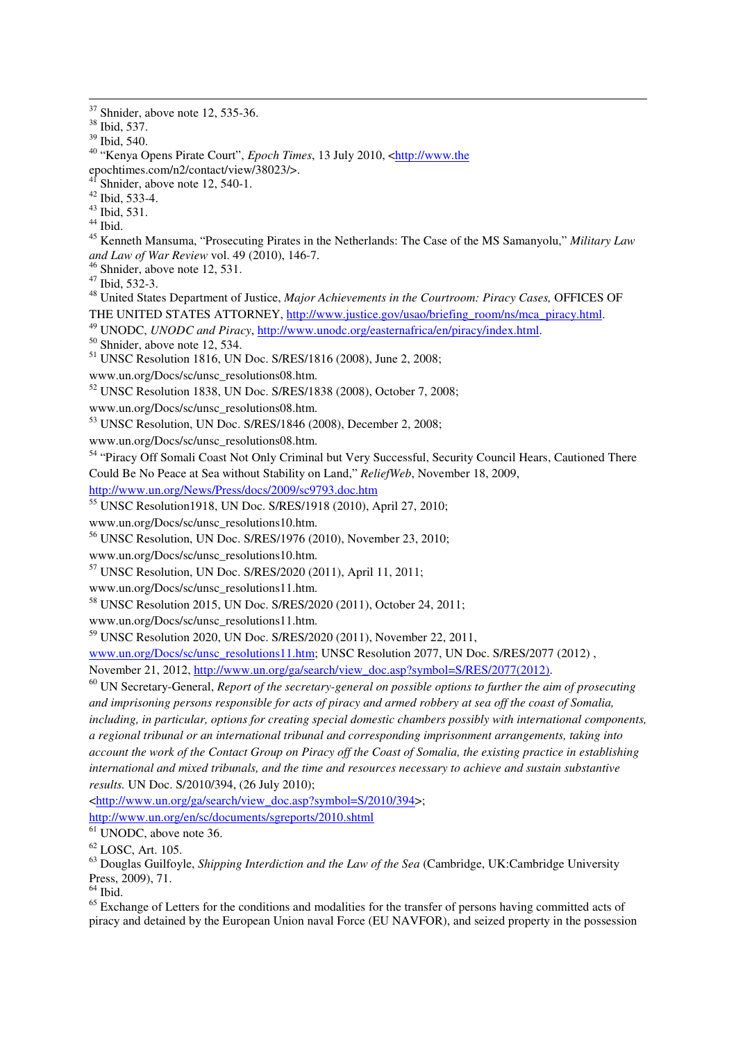[37] Shnider, above note 12, 535-36.
[38] Ibid, 537.
[39] Ibid, 540.
[40] "Kenya Opens Pirate Court", *Epoch Times*, 13 July 2010, <http://www.theepochtimes.com/n2/contact/view/38023/>.
[41] Shnider, above note 12, 540-1.
[42] Ibid, 533-4.
[43] Ibid, 531.
[44] Ibid.
[45] Kenneth Mansuma, "Prosecuting Pirates in the Netherlands: The Case of the MS Samanyolu," *Military Law and Law of War Review* vol. 49 (2010), 146-7.
[46] Shnider, above note 12, 531.
[47] Ibid, 532-3.
[48] United States Department of Justice, *Major Achievements in the Courtroom: Piracy Cases,* OFFICES OF THE UNITED STATES ATTORNEY, http://www.justice.gov/usao/briefing_room/ns/mca_piracy.html.
[49] UNODC, *UNODC and Piracy*, http://www.unodc.org/easternafrica/en/piracy/index.html.
[50] Shnider, above note 12, 534.
[51] UNSC Resolution 1816, UN Doc. S/RES/1816 (2008), June 2, 2008; www.un.org/Docs/sc/unsc_resolutions08.htm.
[52] UNSC Resolution 1838, UN Doc. S/RES/1838 (2008), October 7, 2008; www.un.org/Docs/sc/unsc_resolutions08.htm.
[53] UNSC Resolution, UN Doc. S/RES/1846 (2008), December 2, 2008; www.un.org/Docs/sc/unsc_resolutions08.htm.
[54] "Piracy Off Somali Coast Not Only Criminal but Very Successful, Security Council Hears, Cautioned There Could Be No Peace at Sea without Stability on Land," *ReliefWeb*, November 18, 2009, http://www.un.org/News/Press/docs/2009/sc9793.doc.htm
[55] UNSC Resolution1918, UN Doc. S/RES/1918 (2010), April 27, 2010; www.un.org/Docs/sc/unsc_resolutions10.htm.
[56] UNSC Resolution, UN Doc. S/RES/1976 (2010), November 23, 2010; www.un.org/Docs/sc/unsc_resolutions10.htm.
[57] UNSC Resolution, UN Doc. S/RES/2020 (2011), April 11, 2011; www.un.org/Docs/sc/unsc_resolutions11.htm.
[58] UNSC Resolution 2015, UN Doc. S/RES/2020 (2011), October 24, 2011; www.un.org/Docs/sc/unsc_resolutions11.htm.
[59] UNSC Resolution 2020, UN Doc. S/RES/2020 (2011), November 22, 2011, www.un.org/Docs/sc/unsc_resolutions11.htm; UNSC Resolution 2077, UN Doc. S/RES/2077 (2012) , November 21, 2012, http://www.un.org/ga/search/view_doc.asp?symbol=S/RES/2077(2012).
[60] UN Secretary-General, *Report of the secretary-general on possible options to further the aim of prosecuting and imprisoning persons responsible for acts of piracy and armed robbery at sea off the coast of Somalia, including, in particular, options for creating special domestic chambers possibly with international components, a regional tribunal or an international tribunal and corresponding imprisonment arrangements, taking into account the work of the Contact Group on Piracy off the Coast of Somalia, the existing practice in establishing international and mixed tribunals, and the time and resources necessary to achieve and sustain substantive results.* UN Doc. S/2010/394, (26 July 2010); <http://www.un.org/ga/search/view_doc.asp?symbol=S/2010/394>; http://www.un.org/en/sc/documents/sgreports/2010.shtml
[61] UNODC, above note 36.
[62] LOSC, Art. 105.
[63] Douglas Guilfoyle, *Shipping Interdiction and the Law of the Sea* (Cambridge, UK:Cambridge University Press, 2009), 71.
[64] Ibid.
[65] Exchange of Letters for the conditions and modalities for the transfer of persons having committed acts of piracy and detained by the European Union naval Force (EU NAVFOR), and seized property in the possession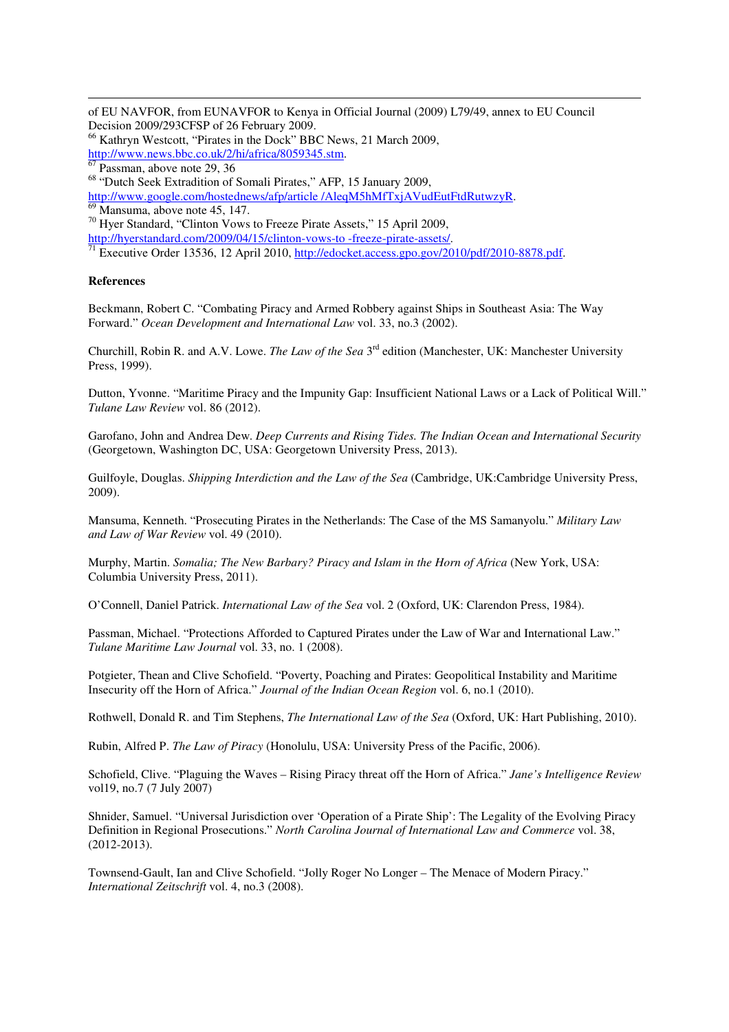of EU NAVFOR, from EUNAVFOR to Kenya in Official Journal (2009) L79/49, annex to EU Council Decision 2009/293CFSP of 26 February 2009.

[66] Kathryn Westcott, "Pirates in the Dock" BBC News, 21 March 2009, http://www.news.bbc.co.uk/2/hi/africa/8059345.stm.

[67] Passman, above note 29, 36

[68] "Dutch Seek Extradition of Somali Pirates," AFP, 15 January 2009, http://www.google.com/hostednews/afp/article /AleqM5hMfTxjAVudEutFtdRutwzyR.

[69] Mansuma, above note 45, 147.

[70] Hyer Standard, "Clinton Vows to Freeze Pirate Assets," 15 April 2009, http://hyerstandard.com/2009/04/15/clinton-vows-to -freeze-pirate-assets/.

[71] Executive Order 13536, 12 April 2010, http://edocket.access.gpo.gov/2010/pdf/2010-8878.pdf.

**References**

Beckmann, Robert C. "Combating Piracy and Armed Robbery against Ships in Southeast Asia: The Way Forward." *Ocean Development and International Law* vol. 33, no.3 (2002).

Churchill, Robin R. and A.V. Lowe. *The Law of the Sea* 3rd edition (Manchester, UK: Manchester University Press, 1999).

Dutton, Yvonne. "Maritime Piracy and the Impunity Gap: Insufficient National Laws or a Lack of Political Will." *Tulane Law Review* vol. 86 (2012).

Garofano, John and Andrea Dew. *Deep Currents and Rising Tides. The Indian Ocean and International Security* (Georgetown, Washington DC, USA: Georgetown University Press, 2013).

Guilfoyle, Douglas. *Shipping Interdiction and the Law of the Sea* (Cambridge, UK:Cambridge University Press, 2009).

Mansuma, Kenneth. "Prosecuting Pirates in the Netherlands: The Case of the MS Samanyolu." *Military Law and Law of War Review* vol. 49 (2010).

Murphy, Martin. *Somalia; The New Barbary? Piracy and Islam in the Horn of Africa* (New York, USA: Columbia University Press, 2011).

O'Connell, Daniel Patrick. *International Law of the Sea* vol. 2 (Oxford, UK: Clarendon Press, 1984).

Passman, Michael. "Protections Afforded to Captured Pirates under the Law of War and International Law." *Tulane Maritime Law Journal* vol. 33, no. 1 (2008).

Potgieter, Thean and Clive Schofield. "Poverty, Poaching and Pirates: Geopolitical Instability and Maritime Insecurity off the Horn of Africa." *Journal of the Indian Ocean Region* vol. 6, no.1 (2010).

Rothwell, Donald R. and Tim Stephens, *The International Law of the Sea* (Oxford, UK: Hart Publishing, 2010).

Rubin, Alfred P. *The Law of Piracy* (Honolulu, USA: University Press of the Pacific, 2006).

Schofield, Clive. "Plaguing the Waves – Rising Piracy threat off the Horn of Africa." *Jane's Intelligence Review* vol19, no.7 (7 July 2007)

Shnider, Samuel. "Universal Jurisdiction over 'Operation of a Pirate Ship': The Legality of the Evolving Piracy Definition in Regional Prosecutions." *North Carolina Journal of International Law and Commerce* vol. 38, (2012-2013).

Townsend-Gault, Ian and Clive Schofield. "Jolly Roger No Longer – The Menace of Modern Piracy." *International Zeitschrift* vol. 4, no.3 (2008).